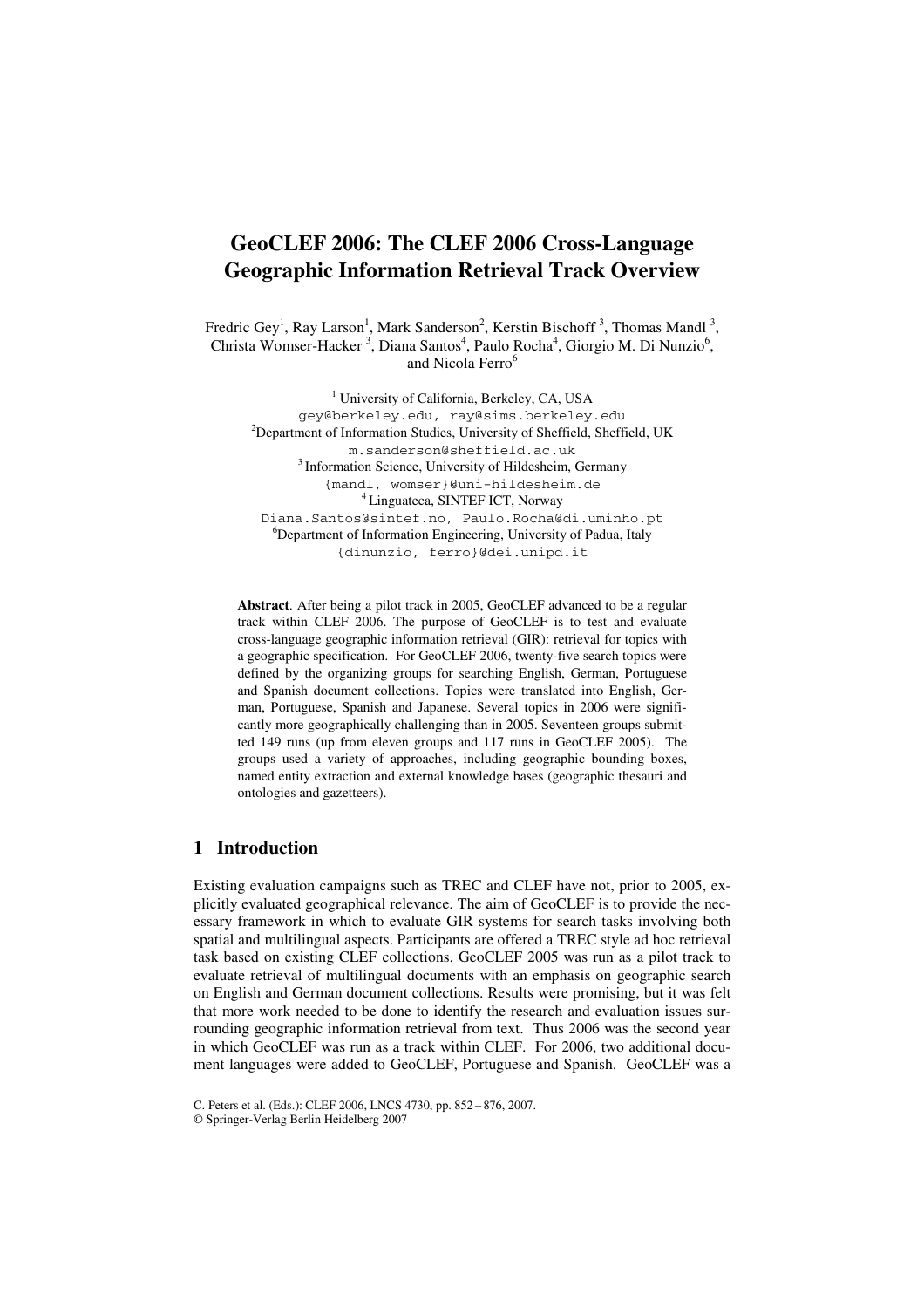# GeoCLEF 2006: The CLEF 2006 Cross-Language Geographic Information Retrieval Track Overview

Fredric Gey[1], Ray Larson[1], Mark Sanderson[2], Kerstin Bischoff[3], Thomas Mandl[3], Christa Womser-Hacker[3], Diana Santos[4], Paulo Rocha[4], Giorgio M. Di Nunzio[6], and Nicola Ferro[6]

[1] University of California, Berkeley, CA, USA
gey@berkeley.edu, ray@sims.berkeley.edu
[2] Department of Information Studies, University of Sheffield, Sheffield, UK
m.sanderson@sheffield.ac.uk
[3] Information Science, University of Hildesheim, Germany
{mandl, womser}@uni-hildesheim.de
[4] Linguateca, SINTEF ICT, Norway
Diana.Santos@sintef.no, Paulo.Rocha@di.uminho.pt
[6] Department of Information Engineering, University of Padua, Italy
{dinunzio, ferro}@dei.unipd.it

**Abstract**. After being a pilot track in 2005, GeoCLEF advanced to be a regular track within CLEF 2006. The purpose of GeoCLEF is to test and evaluate cross-language geographic information retrieval (GIR): retrieval for topics with a geographic specification. For GeoCLEF 2006, twenty-five search topics were defined by the organizing groups for searching English, German, Portuguese and Spanish document collections. Topics were translated into English, German, Portuguese, Spanish and Japanese. Several topics in 2006 were significantly more geographically challenging than in 2005. Seventeen groups submitted 149 runs (up from eleven groups and 117 runs in GeoCLEF 2005). The groups used a variety of approaches, including geographic bounding boxes, named entity extraction and external knowledge bases (geographic thesauri and ontologies and gazetteers).

## 1 Introduction

Existing evaluation campaigns such as TREC and CLEF have not, prior to 2005, explicitly evaluated geographical relevance. The aim of GeoCLEF is to provide the necessary framework in which to evaluate GIR systems for search tasks involving both spatial and multilingual aspects. Participants are offered a TREC style ad hoc retrieval task based on existing CLEF collections. GeoCLEF 2005 was run as a pilot track to evaluate retrieval of multilingual documents with an emphasis on geographic search on English and German document collections. Results were promising, but it was felt that more work needed to be done to identify the research and evaluation issues surrounding geographic information retrieval from text. Thus 2006 was the second year in which GeoCLEF was run as a track within CLEF. For 2006, two additional document languages were added to GeoCLEF, Portuguese and Spanish. GeoCLEF was a

C. Peters et al. (Eds.): CLEF 2006, LNCS 4730, pp. 852 – 876, 2007.
© Springer-Verlag Berlin Heidelberg 2007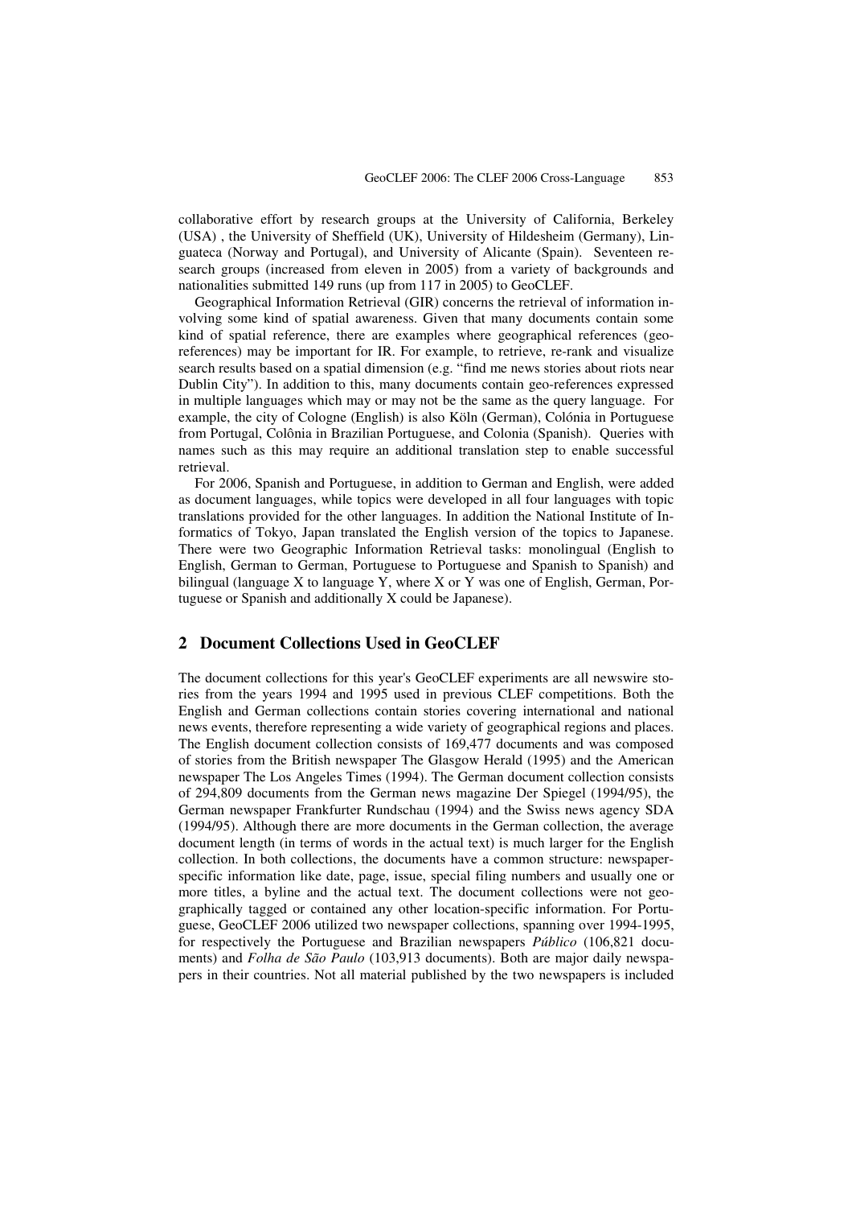collaborative effort by research groups at the University of California, Berkeley (USA) , the University of Sheffield (UK), University of Hildesheim (Germany), Linguateca (Norway and Portugal), and University of Alicante (Spain). Seventeen research groups (increased from eleven in 2005) from a variety of backgrounds and nationalities submitted 149 runs (up from 117 in 2005) to GeoCLEF.

Geographical Information Retrieval (GIR) concerns the retrieval of information involving some kind of spatial awareness. Given that many documents contain some kind of spatial reference, there are examples where geographical references (georeferences) may be important for IR. For example, to retrieve, re-rank and visualize search results based on a spatial dimension (e.g. "find me news stories about riots near Dublin City"). In addition to this, many documents contain geo-references expressed in multiple languages which may or may not be the same as the query language. For example, the city of Cologne (English) is also Köln (German), Colónia in Portuguese from Portugal, Colônia in Brazilian Portuguese, and Colonia (Spanish). Queries with names such as this may require an additional translation step to enable successful retrieval.

For 2006, Spanish and Portuguese, in addition to German and English, were added as document languages, while topics were developed in all four languages with topic translations provided for the other languages. In addition the National Institute of Informatics of Tokyo, Japan translated the English version of the topics to Japanese. There were two Geographic Information Retrieval tasks: monolingual (English to English, German to German, Portuguese to Portuguese and Spanish to Spanish) and bilingual (language X to language Y, where X or Y was one of English, German, Portuguese or Spanish and additionally X could be Japanese).

## 2 Document Collections Used in GeoCLEF

The document collections for this year's GeoCLEF experiments are all newswire stories from the years 1994 and 1995 used in previous CLEF competitions. Both the English and German collections contain stories covering international and national news events, therefore representing a wide variety of geographical regions and places. The English document collection consists of 169,477 documents and was composed of stories from the British newspaper The Glasgow Herald (1995) and the American newspaper The Los Angeles Times (1994). The German document collection consists of 294,809 documents from the German news magazine Der Spiegel (1994/95), the German newspaper Frankfurter Rundschau (1994) and the Swiss news agency SDA (1994/95). Although there are more documents in the German collection, the average document length (in terms of words in the actual text) is much larger for the English collection. In both collections, the documents have a common structure: newspaper-specific information like date, page, issue, special filing numbers and usually one or more titles, a byline and the actual text. The document collections were not geographically tagged or contained any other location-specific information. For Portuguese, GeoCLEF 2006 utilized two newspaper collections, spanning over 1994-1995, for respectively the Portuguese and Brazilian newspapers *Público* (106,821 documents) and *Folha de São Paulo* (103,913 documents). Both are major daily newspapers in their countries. Not all material published by the two newspapers is included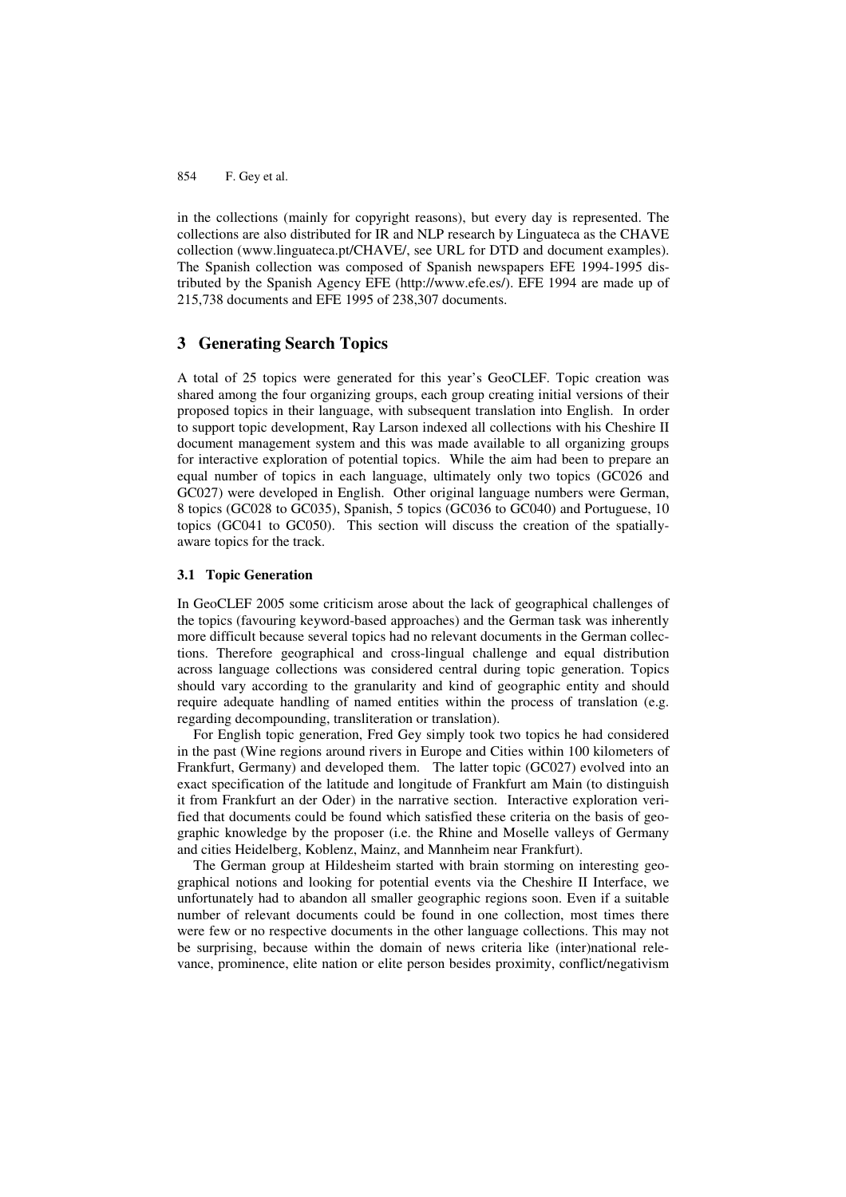in the collections (mainly for copyright reasons), but every day is represented. The collections are also distributed for IR and NLP research by Linguateca as the CHAVE collection (www.linguateca.pt/CHAVE/, see URL for DTD and document examples). The Spanish collection was composed of Spanish newspapers EFE 1994-1995 distributed by the Spanish Agency EFE (http://www.efe.es/). EFE 1994 are made up of 215,738 documents and EFE 1995 of 238,307 documents.

## 3 Generating Search Topics

A total of 25 topics were generated for this year's GeoCLEF. Topic creation was shared among the four organizing groups, each group creating initial versions of their proposed topics in their language, with subsequent translation into English. In order to support topic development, Ray Larson indexed all collections with his Cheshire II document management system and this was made available to all organizing groups for interactive exploration of potential topics. While the aim had been to prepare an equal number of topics in each language, ultimately only two topics (GC026 and GC027) were developed in English. Other original language numbers were German, 8 topics (GC028 to GC035), Spanish, 5 topics (GC036 to GC040) and Portuguese, 10 topics (GC041 to GC050). This section will discuss the creation of the spatially-aware topics for the track.

### 3.1 Topic Generation

In GeoCLEF 2005 some criticism arose about the lack of geographical challenges of the topics (favouring keyword-based approaches) and the German task was inherently more difficult because several topics had no relevant documents in the German collections. Therefore geographical and cross-lingual challenge and equal distribution across language collections was considered central during topic generation. Topics should vary according to the granularity and kind of geographic entity and should require adequate handling of named entities within the process of translation (e.g. regarding decompounding, transliteration or translation).

For English topic generation, Fred Gey simply took two topics he had considered in the past (Wine regions around rivers in Europe and Cities within 100 kilometers of Frankfurt, Germany) and developed them. The latter topic (GC027) evolved into an exact specification of the latitude and longitude of Frankfurt am Main (to distinguish it from Frankfurt an der Oder) in the narrative section. Interactive exploration verified that documents could be found which satisfied these criteria on the basis of geographic knowledge by the proposer (i.e. the Rhine and Moselle valleys of Germany and cities Heidelberg, Koblenz, Mainz, and Mannheim near Frankfurt).

The German group at Hildesheim started with brain storming on interesting geographical notions and looking for potential events via the Cheshire II Interface, we unfortunately had to abandon all smaller geographic regions soon. Even if a suitable number of relevant documents could be found in one collection, most times there were few or no respective documents in the other language collections. This may not be surprising, because within the domain of news criteria like (inter)national relevance, prominence, elite nation or elite person besides proximity, conflict/negativism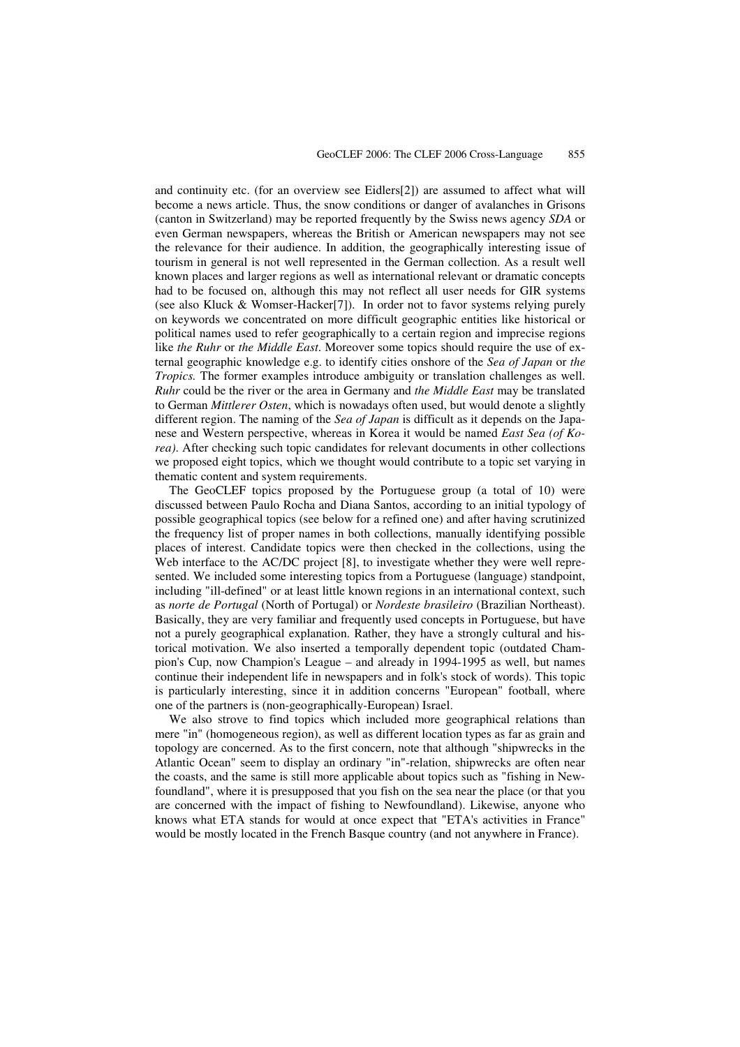and continuity etc. (for an overview see Eidlers[2]) are assumed to affect what will become a news article. Thus, the snow conditions or danger of avalanches in Grisons (canton in Switzerland) may be reported frequently by the Swiss news agency *SDA* or even German newspapers, whereas the British or American newspapers may not see the relevance for their audience. In addition, the geographically interesting issue of tourism in general is not well represented in the German collection. As a result well known places and larger regions as well as international relevant or dramatic concepts had to be focused on, although this may not reflect all user needs for GIR systems (see also Kluck & Womser-Hacker[7]). In order not to favor systems relying purely on keywords we concentrated on more difficult geographic entities like historical or political names used to refer geographically to a certain region and imprecise regions like *the Ruhr* or *the Middle East*. Moreover some topics should require the use of external geographic knowledge e.g. to identify cities onshore of the *Sea of Japan* or *the Tropics.* The former examples introduce ambiguity or translation challenges as well. *Ruhr* could be the river or the area in Germany and *the Middle East* may be translated to German *Mittlerer Osten*, which is nowadays often used, but would denote a slightly different region. The naming of the *Sea of Japan* is difficult as it depends on the Japanese and Western perspective, whereas in Korea it would be named *East Sea (of Korea)*. After checking such topic candidates for relevant documents in other collections we proposed eight topics, which we thought would contribute to a topic set varying in thematic content and system requirements.

The GeoCLEF topics proposed by the Portuguese group (a total of 10) were discussed between Paulo Rocha and Diana Santos, according to an initial typology of possible geographical topics (see below for a refined one) and after having scrutinized the frequency list of proper names in both collections, manually identifying possible places of interest. Candidate topics were then checked in the collections, using the Web interface to the AC/DC project [8], to investigate whether they were well represented. We included some interesting topics from a Portuguese (language) standpoint, including "ill-defined" or at least little known regions in an international context, such as *norte de Portugal* (North of Portugal) or *Nordeste brasileiro* (Brazilian Northeast). Basically, they are very familiar and frequently used concepts in Portuguese, but have not a purely geographical explanation. Rather, they have a strongly cultural and historical motivation. We also inserted a temporally dependent topic (outdated Champion's Cup, now Champion's League – and already in 1994-1995 as well, but names continue their independent life in newspapers and in folk's stock of words). This topic is particularly interesting, since it in addition concerns "European" football, where one of the partners is (non-geographically-European) Israel.

We also strove to find topics which included more geographical relations than mere "in" (homogeneous region), as well as different location types as far as grain and topology are concerned. As to the first concern, note that although "shipwrecks in the Atlantic Ocean" seem to display an ordinary "in"-relation, shipwrecks are often near the coasts, and the same is still more applicable about topics such as "fishing in Newfoundland", where it is presupposed that you fish on the sea near the place (or that you are concerned with the impact of fishing to Newfoundland). Likewise, anyone who knows what ETA stands for would at once expect that "ETA's activities in France" would be mostly located in the French Basque country (and not anywhere in France).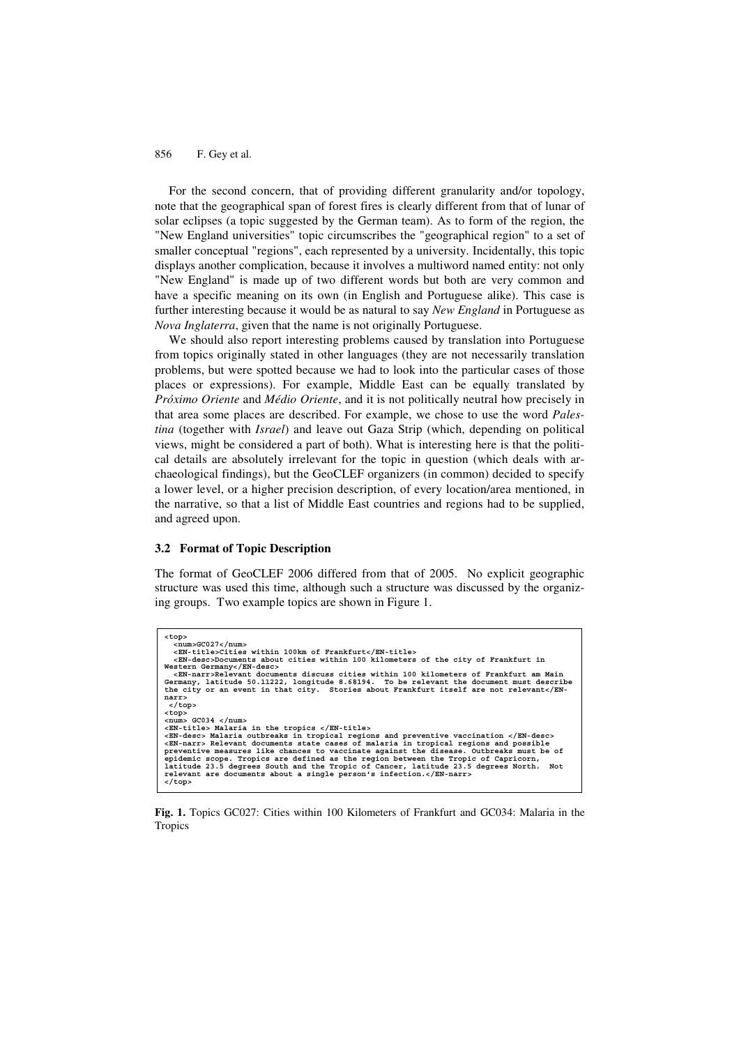For the second concern, that of providing different granularity and/or topology, note that the geographical span of forest fires is clearly different from that of lunar of solar eclipses (a topic suggested by the German team). As to form of the region, the "New England universities" topic circumscribes the "geographical region" to a set of smaller conceptual "regions", each represented by a university. Incidentally, this topic displays another complication, because it involves a multiword named entity: not only "New England" is made up of two different words but both are very common and have a specific meaning on its own (in English and Portuguese alike). This case is further interesting because it would be as natural to say *New England* in Portuguese as *Nova Inglaterra*, given that the name is not originally Portuguese.

We should also report interesting problems caused by translation into Portuguese from topics originally stated in other languages (they are not necessarily translation problems, but were spotted because we had to look into the particular cases of those places or expressions). For example, Middle East can be equally translated by *Próximo Oriente* and *Médio Oriente*, and it is not politically neutral how precisely in that area some places are described. For example, we chose to use the word *Palestina* (together with *Israel*) and leave out Gaza Strip (which, depending on political views, might be considered a part of both). What is interesting here is that the political details are absolutely irrelevant for the topic in question (which deals with archaeological findings), but the GeoCLEF organizers (in common) decided to specify a lower level, or a higher precision description, of every location/area mentioned, in the narrative, so that a list of Middle East countries and regions had to be supplied, and agreed upon.

### 3.2 Format of Topic Description

The format of GeoCLEF 2006 differed from that of 2005. No explicit geographic structure was used this time, although such a structure was discussed by the organizing groups. Two example topics are shown in Figure 1.

```
<top>
  <num>GC027</num>
  <EN-title>Cities within 100km of Frankfurt</EN-title>
  <EN-desc>Documents about cities within 100 kilometers of the city of Frankfurt in
Western Germany</EN-desc>
  <EN-narr>Relevant documents discuss cities within 100 kilometers of Frankfurt am Main
Germany, latitude 50.11222, longitude 8.68194.  To be relevant the document must describe
the city or an event in that city.  Stories about Frankfurt itself are not relevant</EN-
narr>
 </top>
<top>
<num> GC034 </num>
<EN-title> Malaria in the tropics </EN-title>
<EN-desc> Malaria outbreaks in tropical regions and preventive vaccination </EN-desc>
<EN-narr> Relevant documents state cases of malaria in tropical regions and possible
preventive measures like chances to vaccinate against the disease. Outbreaks must be of
epidemic scope. Tropics are defined as the region between the Tropic of Capricorn,
latitude 23.5 degrees South and the Tropic of Cancer, latitude 23.5 degrees North.  Not
relevant are documents about a single person's infection.</EN-narr>
</top>
```

**Fig. 1.** Topics GC027: Cities within 100 Kilometers of Frankfurt and GC034: Malaria in the Tropics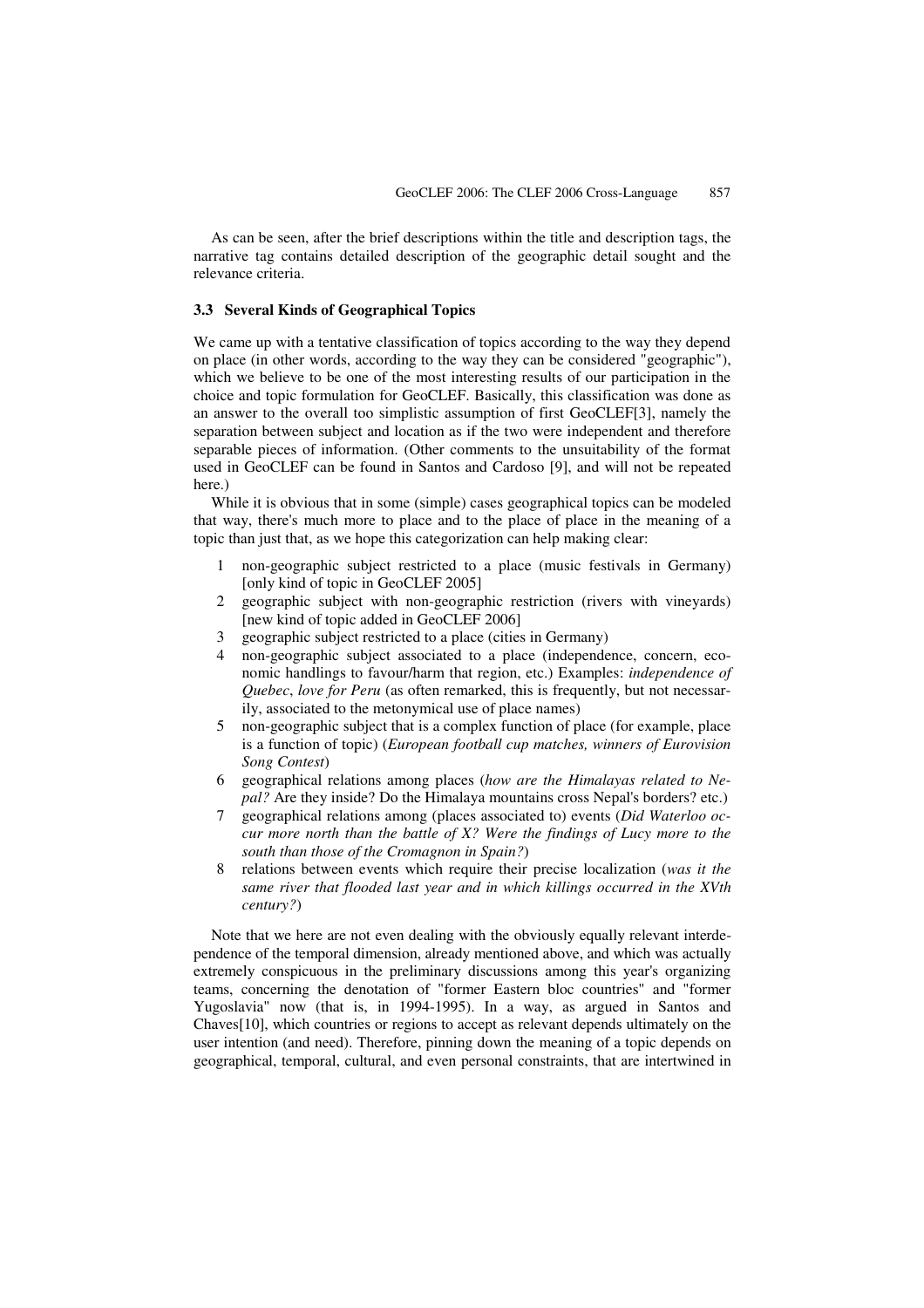As can be seen, after the brief descriptions within the title and description tags, the narrative tag contains detailed description of the geographic detail sought and the relevance criteria.

### 3.3 Several Kinds of Geographical Topics

We came up with a tentative classification of topics according to the way they depend on place (in other words, according to the way they can be considered "geographic"), which we believe to be one of the most interesting results of our participation in the choice and topic formulation for GeoCLEF. Basically, this classification was done as an answer to the overall too simplistic assumption of first GeoCLEF[3], namely the separation between subject and location as if the two were independent and therefore separable pieces of information. (Other comments to the unsuitability of the format used in GeoCLEF can be found in Santos and Cardoso [9], and will not be repeated here.)

While it is obvious that in some (simple) cases geographical topics can be modeled that way, there's much more to place and to the place of place in the meaning of a topic than just that, as we hope this categorization can help making clear:

1. non-geographic subject restricted to a place (music festivals in Germany) [only kind of topic in GeoCLEF 2005]
2. geographic subject with non-geographic restriction (rivers with vineyards) [new kind of topic added in GeoCLEF 2006]
3. geographic subject restricted to a place (cities in Germany)
4. non-geographic subject associated to a place (independence, concern, economic handlings to favour/harm that region, etc.) Examples: *independence of Quebec*, *love for Peru* (as often remarked, this is frequently, but not necessarily, associated to the metonymical use of place names)
5. non-geographic subject that is a complex function of place (for example, place is a function of topic) (*European football cup matches, winners of Eurovision Song Contest*)
6. geographical relations among places (*how are the Himalayas related to Nepal?* Are they inside? Do the Himalaya mountains cross Nepal's borders? etc.)
7. geographical relations among (places associated to) events (*Did Waterloo occur more north than the battle of X? Were the findings of Lucy more to the south than those of the Cromagnon in Spain?*)
8. relations between events which require their precise localization (*was it the same river that flooded last year and in which killings occurred in the XVth century?*)

Note that we here are not even dealing with the obviously equally relevant interdependence of the temporal dimension, already mentioned above, and which was actually extremely conspicuous in the preliminary discussions among this year's organizing teams, concerning the denotation of "former Eastern bloc countries" and "former Yugoslavia" now (that is, in 1994-1995). In a way, as argued in Santos and Chaves[10], which countries or regions to accept as relevant depends ultimately on the user intention (and need). Therefore, pinning down the meaning of a topic depends on geographical, temporal, cultural, and even personal constraints, that are intertwined in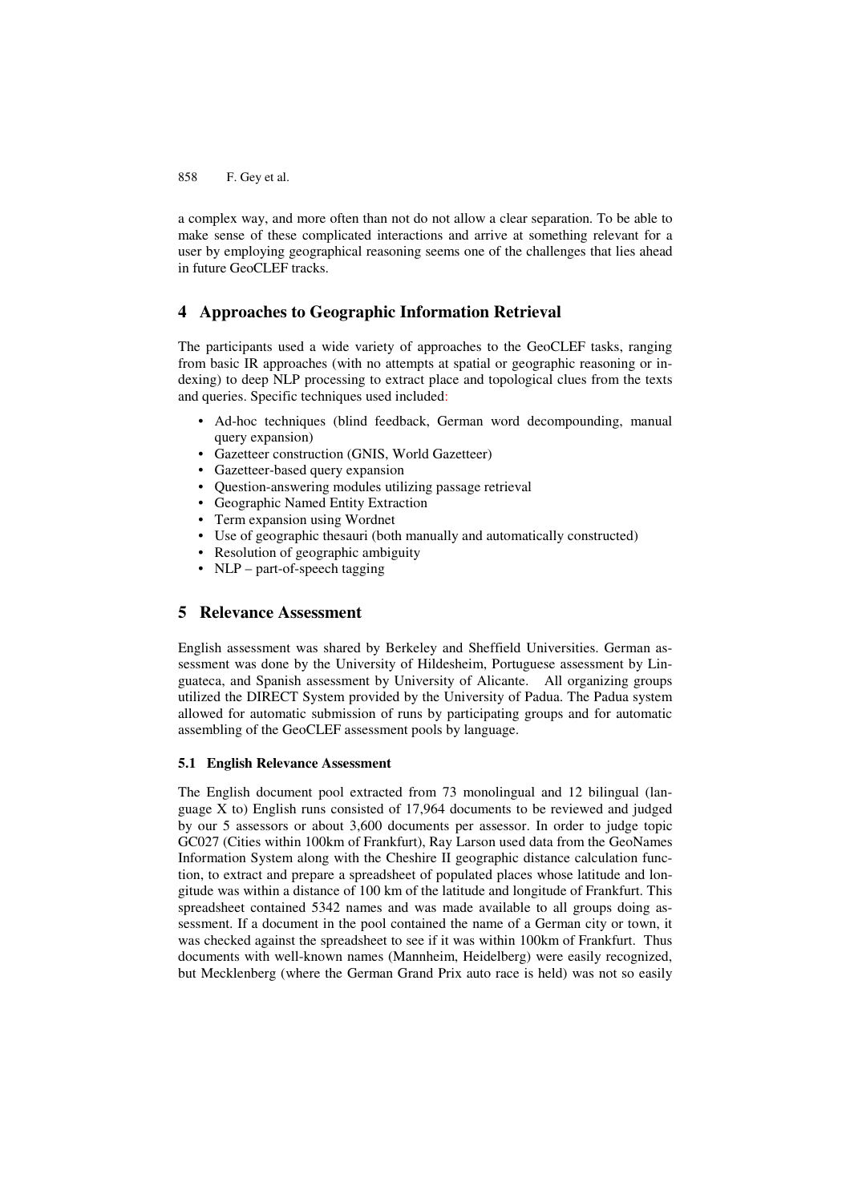a complex way, and more often than not do not allow a clear separation. To be able to make sense of these complicated interactions and arrive at something relevant for a user by employing geographical reasoning seems one of the challenges that lies ahead in future GeoCLEF tracks.

## 4 Approaches to Geographic Information Retrieval

The participants used a wide variety of approaches to the GeoCLEF tasks, ranging from basic IR approaches (with no attempts at spatial or geographic reasoning or indexing) to deep NLP processing to extract place and topological clues from the texts and queries. Specific techniques used included:

- Ad-hoc techniques (blind feedback, German word decompounding, manual query expansion)
- Gazetteer construction (GNIS, World Gazetteer)
- Gazetteer-based query expansion
- Question-answering modules utilizing passage retrieval
- Geographic Named Entity Extraction
- Term expansion using Wordnet
- Use of geographic thesauri (both manually and automatically constructed)
- Resolution of geographic ambiguity
- NLP – part-of-speech tagging

## 5 Relevance Assessment

English assessment was shared by Berkeley and Sheffield Universities. German assessment was done by the University of Hildesheim, Portuguese assessment by Linguateca, and Spanish assessment by University of Alicante. All organizing groups utilized the DIRECT System provided by the University of Padua. The Padua system allowed for automatic submission of runs by participating groups and for automatic assembling of the GeoCLEF assessment pools by language.

### 5.1 English Relevance Assessment

The English document pool extracted from 73 monolingual and 12 bilingual (language X to) English runs consisted of 17,964 documents to be reviewed and judged by our 5 assessors or about 3,600 documents per assessor. In order to judge topic GC027 (Cities within 100km of Frankfurt), Ray Larson used data from the GeoNames Information System along with the Cheshire II geographic distance calculation function, to extract and prepare a spreadsheet of populated places whose latitude and longitude was within a distance of 100 km of the latitude and longitude of Frankfurt. This spreadsheet contained 5342 names and was made available to all groups doing assessment. If a document in the pool contained the name of a German city or town, it was checked against the spreadsheet to see if it was within 100km of Frankfurt. Thus documents with well-known names (Mannheim, Heidelberg) were easily recognized, but Mecklenberg (where the German Grand Prix auto race is held) was not so easily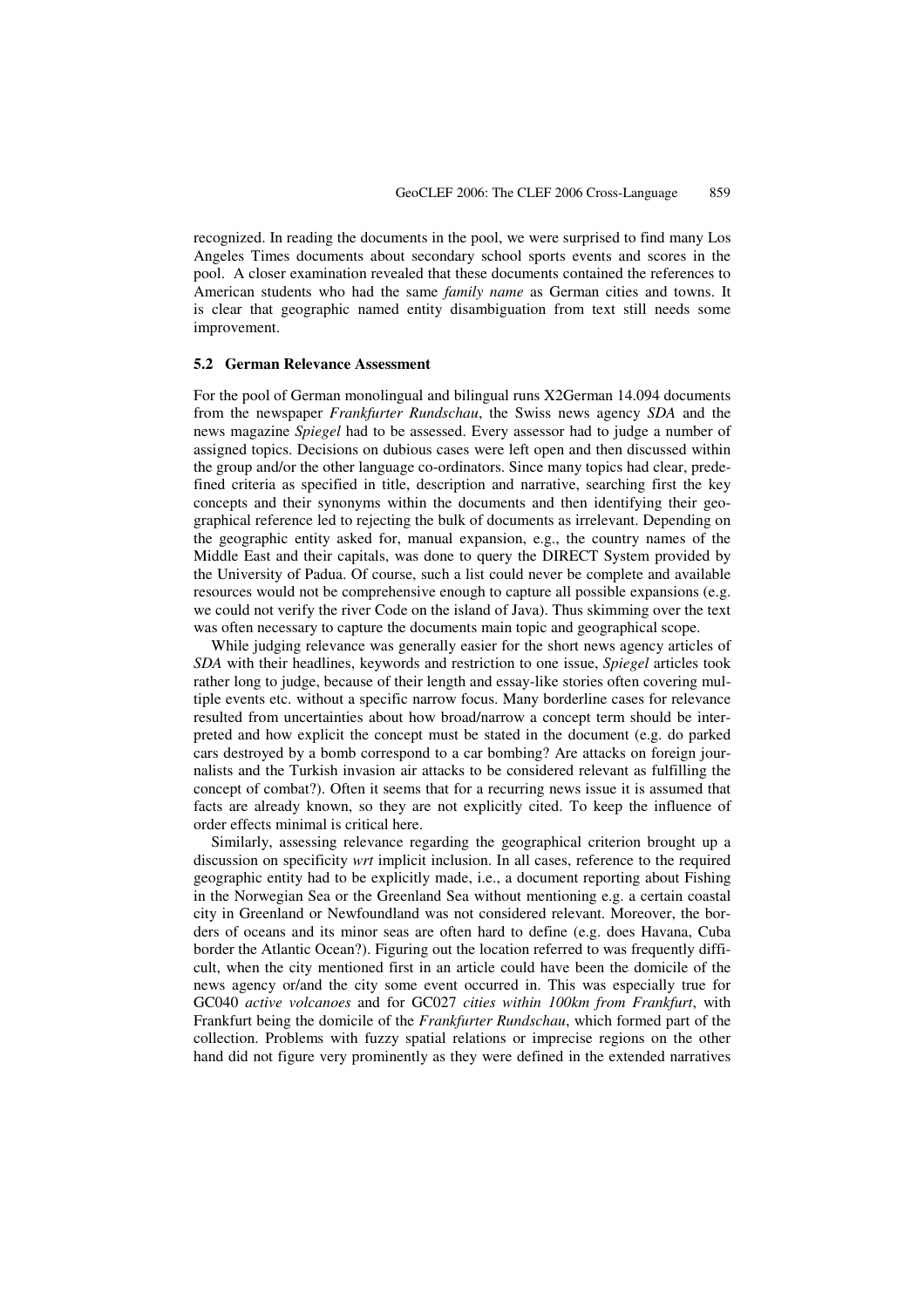recognized. In reading the documents in the pool, we were surprised to find many Los Angeles Times documents about secondary school sports events and scores in the pool. A closer examination revealed that these documents contained the references to American students who had the same *family name* as German cities and towns. It is clear that geographic named entity disambiguation from text still needs some improvement.

### 5.2 German Relevance Assessment

For the pool of German monolingual and bilingual runs X2German 14.094 documents from the newspaper *Frankfurter Rundschau*, the Swiss news agency *SDA* and the news magazine *Spiegel* had to be assessed. Every assessor had to judge a number of assigned topics. Decisions on dubious cases were left open and then discussed within the group and/or the other language co-ordinators. Since many topics had clear, predefined criteria as specified in title, description and narrative, searching first the key concepts and their synonyms within the documents and then identifying their geographical reference led to rejecting the bulk of documents as irrelevant. Depending on the geographic entity asked for, manual expansion, e.g., the country names of the Middle East and their capitals, was done to query the DIRECT System provided by the University of Padua. Of course, such a list could never be complete and available resources would not be comprehensive enough to capture all possible expansions (e.g. we could not verify the river Code on the island of Java). Thus skimming over the text was often necessary to capture the documents main topic and geographical scope.

While judging relevance was generally easier for the short news agency articles of *SDA* with their headlines, keywords and restriction to one issue, *Spiegel* articles took rather long to judge, because of their length and essay-like stories often covering multiple events etc. without a specific narrow focus. Many borderline cases for relevance resulted from uncertainties about how broad/narrow a concept term should be interpreted and how explicit the concept must be stated in the document (e.g. do parked cars destroyed by a bomb correspond to a car bombing? Are attacks on foreign journalists and the Turkish invasion air attacks to be considered relevant as fulfilling the concept of combat?). Often it seems that for a recurring news issue it is assumed that facts are already known, so they are not explicitly cited. To keep the influence of order effects minimal is critical here.

Similarly, assessing relevance regarding the geographical criterion brought up a discussion on specificity *wrt* implicit inclusion. In all cases, reference to the required geographic entity had to be explicitly made, i.e., a document reporting about Fishing in the Norwegian Sea or the Greenland Sea without mentioning e.g. a certain coastal city in Greenland or Newfoundland was not considered relevant. Moreover, the borders of oceans and its minor seas are often hard to define (e.g. does Havana, Cuba border the Atlantic Ocean?). Figuring out the location referred to was frequently difficult, when the city mentioned first in an article could have been the domicile of the news agency or/and the city some event occurred in. This was especially true for GC040 *active volcanoes* and for GC027 *cities within 100km from Frankfurt*, with Frankfurt being the domicile of the *Frankfurter Rundschau*, which formed part of the collection. Problems with fuzzy spatial relations or imprecise regions on the other hand did not figure very prominently as they were defined in the extended narratives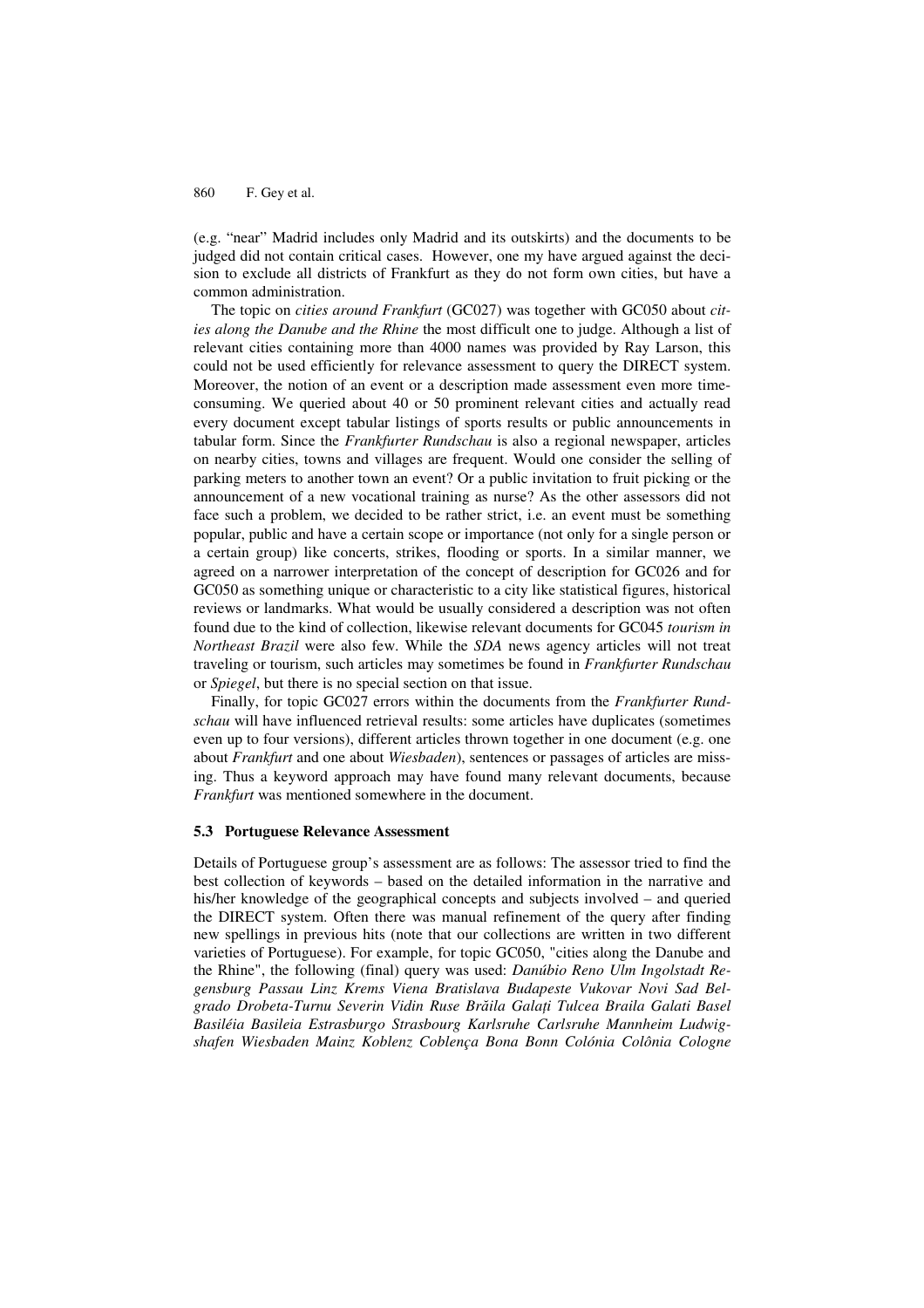(e.g. "near" Madrid includes only Madrid and its outskirts) and the documents to be judged did not contain critical cases. However, one my have argued against the decision to exclude all districts of Frankfurt as they do not form own cities, but have a common administration.

The topic on *cities around Frankfurt* (GC027) was together with GC050 about *cities along the Danube and the Rhine* the most difficult one to judge. Although a list of relevant cities containing more than 4000 names was provided by Ray Larson, this could not be used efficiently for relevance assessment to query the DIRECT system. Moreover, the notion of an event or a description made assessment even more time-consuming. We queried about 40 or 50 prominent relevant cities and actually read every document except tabular listings of sports results or public announcements in tabular form. Since the *Frankfurter Rundschau* is also a regional newspaper, articles on nearby cities, towns and villages are frequent. Would one consider the selling of parking meters to another town an event? Or a public invitation to fruit picking or the announcement of a new vocational training as nurse? As the other assessors did not face such a problem, we decided to be rather strict, i.e. an event must be something popular, public and have a certain scope or importance (not only for a single person or a certain group) like concerts, strikes, flooding or sports. In a similar manner, we agreed on a narrower interpretation of the concept of description for GC026 and for GC050 as something unique or characteristic to a city like statistical figures, historical reviews or landmarks. What would be usually considered a description was not often found due to the kind of collection, likewise relevant documents for GC045 *tourism in Northeast Brazil* were also few. While the *SDA* news agency articles will not treat traveling or tourism, such articles may sometimes be found in *Frankfurter Rundschau* or *Spiegel*, but there is no special section on that issue.

Finally, for topic GC027 errors within the documents from the *Frankfurter Rundschau* will have influenced retrieval results: some articles have duplicates (sometimes even up to four versions), different articles thrown together in one document (e.g. one about *Frankfurt* and one about *Wiesbaden*), sentences or passages of articles are missing. Thus a keyword approach may have found many relevant documents, because *Frankfurt* was mentioned somewhere in the document.

### 5.3 Portuguese Relevance Assessment

Details of Portuguese group's assessment are as follows: The assessor tried to find the best collection of keywords – based on the detailed information in the narrative and his/her knowledge of the geographical concepts and subjects involved – and queried the DIRECT system. Often there was manual refinement of the query after finding new spellings in previous hits (note that our collections are written in two different varieties of Portuguese). For example, for topic GC050, "cities along the Danube and the Rhine", the following (final) query was used: *Danúbio Reno Ulm Ingolstadt Regensburg Passau Linz Krems Viena Bratislava Budapeste Vukovar Novi Sad Belgrado Drobeta-Turnu Severin Vidin Ruse Brăila Galați Tulcea Braila Galati Basel Basiléia Basileia Estrasburgo Strasbourg Karlsruhe Carlsruhe Mannheim Ludwigshafen Wiesbaden Mainz Koblenz Coblença Bona Bonn Colónia Colônia Cologne*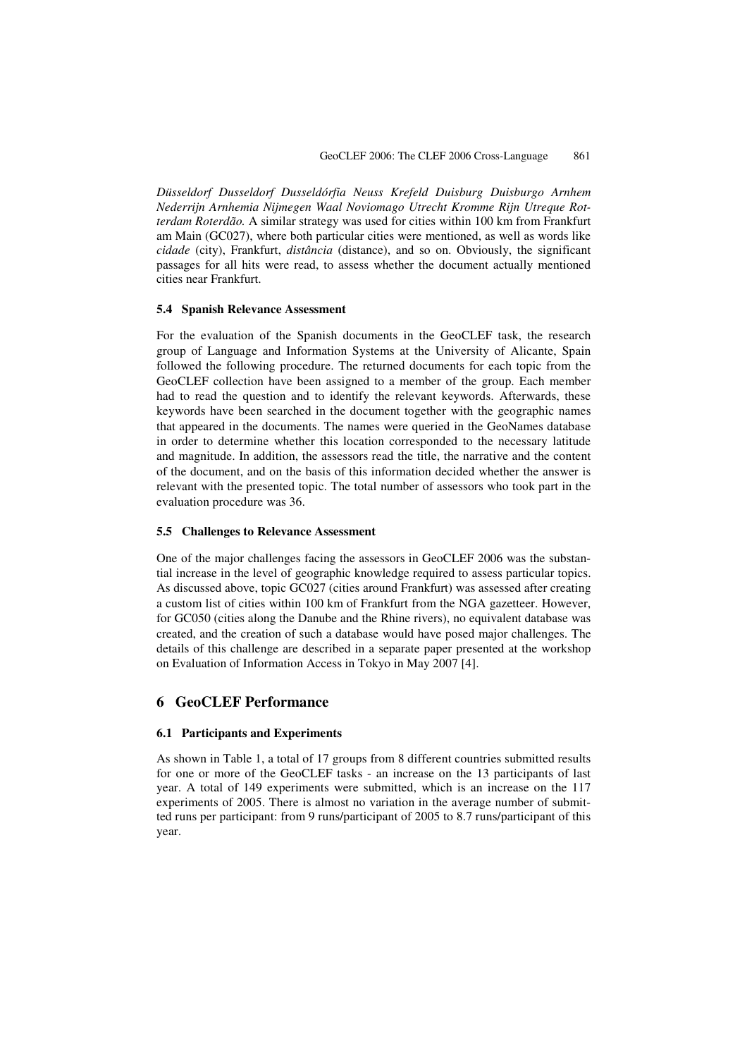*Düsseldorf Dusseldorf Dusseldórfia Neuss Krefeld Duisburg Duisburgo Arnhem Nederrijn Arnhemia Nijmegen Waal Noviomago Utrecht Kromme Rijn Utreque Rotterdam Roterdão.* A similar strategy was used for cities within 100 km from Frankfurt am Main (GC027), where both particular cities were mentioned, as well as words like *cidade* (city), Frankfurt, *distância* (distance), and so on. Obviously, the significant passages for all hits were read, to assess whether the document actually mentioned cities near Frankfurt.

### 5.4 Spanish Relevance Assessment

For the evaluation of the Spanish documents in the GeoCLEF task, the research group of Language and Information Systems at the University of Alicante, Spain followed the following procedure. The returned documents for each topic from the GeoCLEF collection have been assigned to a member of the group. Each member had to read the question and to identify the relevant keywords. Afterwards, these keywords have been searched in the document together with the geographic names that appeared in the documents. The names were queried in the GeoNames database in order to determine whether this location corresponded to the necessary latitude and magnitude. In addition, the assessors read the title, the narrative and the content of the document, and on the basis of this information decided whether the answer is relevant with the presented topic. The total number of assessors who took part in the evaluation procedure was 36.

### 5.5 Challenges to Relevance Assessment

One of the major challenges facing the assessors in GeoCLEF 2006 was the substantial increase in the level of geographic knowledge required to assess particular topics. As discussed above, topic GC027 (cities around Frankfurt) was assessed after creating a custom list of cities within 100 km of Frankfurt from the NGA gazetteer. However, for GC050 (cities along the Danube and the Rhine rivers), no equivalent database was created, and the creation of such a database would have posed major challenges. The details of this challenge are described in a separate paper presented at the workshop on Evaluation of Information Access in Tokyo in May 2007 [4].

## 6 GeoCLEF Performance

### 6.1 Participants and Experiments

As shown in Table 1, a total of 17 groups from 8 different countries submitted results for one or more of the GeoCLEF tasks - an increase on the 13 participants of last year. A total of 149 experiments were submitted, which is an increase on the 117 experiments of 2005. There is almost no variation in the average number of submitted runs per participant: from 9 runs/participant of 2005 to 8.7 runs/participant of this year.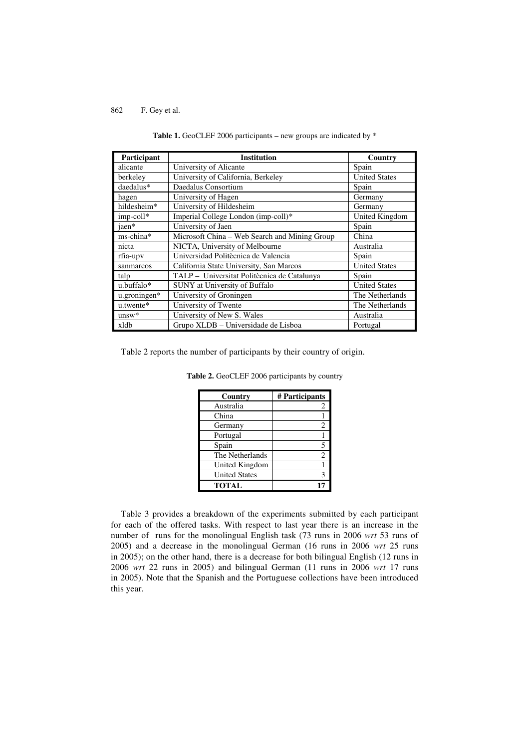**Table 1.** GeoCLEF 2006 participants – new groups are indicated by *

| Participant | Institution | Country |
|---|---|---|
| alicante | University of Alicante | Spain |
| berkeley | University of California, Berkeley | United States |
| daedalus* | Daedalus Consortium | Spain |
| hagen | University of Hagen | Germany |
| hildesheim* | University of Hildesheim | Germany |
| imp-coll* | Imperial College London (imp-coll)* | United Kingdom |
| jaen* | University of Jaen | Spain |
| ms-china* | Microsoft China – Web Search and Mining Group | China |
| nicta | NICTA, University of Melbourne | Australia |
| rfia-upv | Universidad Politècnica de Valencia | Spain |
| sanmarcos | California State University, San Marcos | United States |
| talp | TALP – Universitat Politècnica de Catalunya | Spain |
| u.buffalo* | SUNY at University of Buffalo | United States |
| u.groningen* | University of Groningen | The Netherlands |
| u.twente* | University of Twente | The Netherlands |
| unsw* | University of New S. Wales | Australia |
| xldb | Grupo XLDB – Universidade de Lisboa | Portugal |

Table 2 reports the number of participants by their country of origin.

**Table 2.** GeoCLEF 2006 participants by country

| Country | # Participants |
|---|---|
| Australia | 2 |
| China | 1 |
| Germany | 2 |
| Portugal | 1 |
| Spain | 5 |
| The Netherlands | 2 |
| United Kingdom | 1 |
| United States | 3 |
| **TOTAL** | **17** |

Table 3 provides a breakdown of the experiments submitted by each participant for each of the offered tasks. With respect to last year there is an increase in the number of runs for the monolingual English task (73 runs in 2006 *wrt* 53 runs of 2005) and a decrease in the monolingual German (16 runs in 2006 *wrt* 25 runs in 2005); on the other hand, there is a decrease for both bilingual English (12 runs in 2006 *wrt* 22 runs in 2005) and bilingual German (11 runs in 2006 *wrt* 17 runs in 2005). Note that the Spanish and the Portuguese collections have been introduced this year.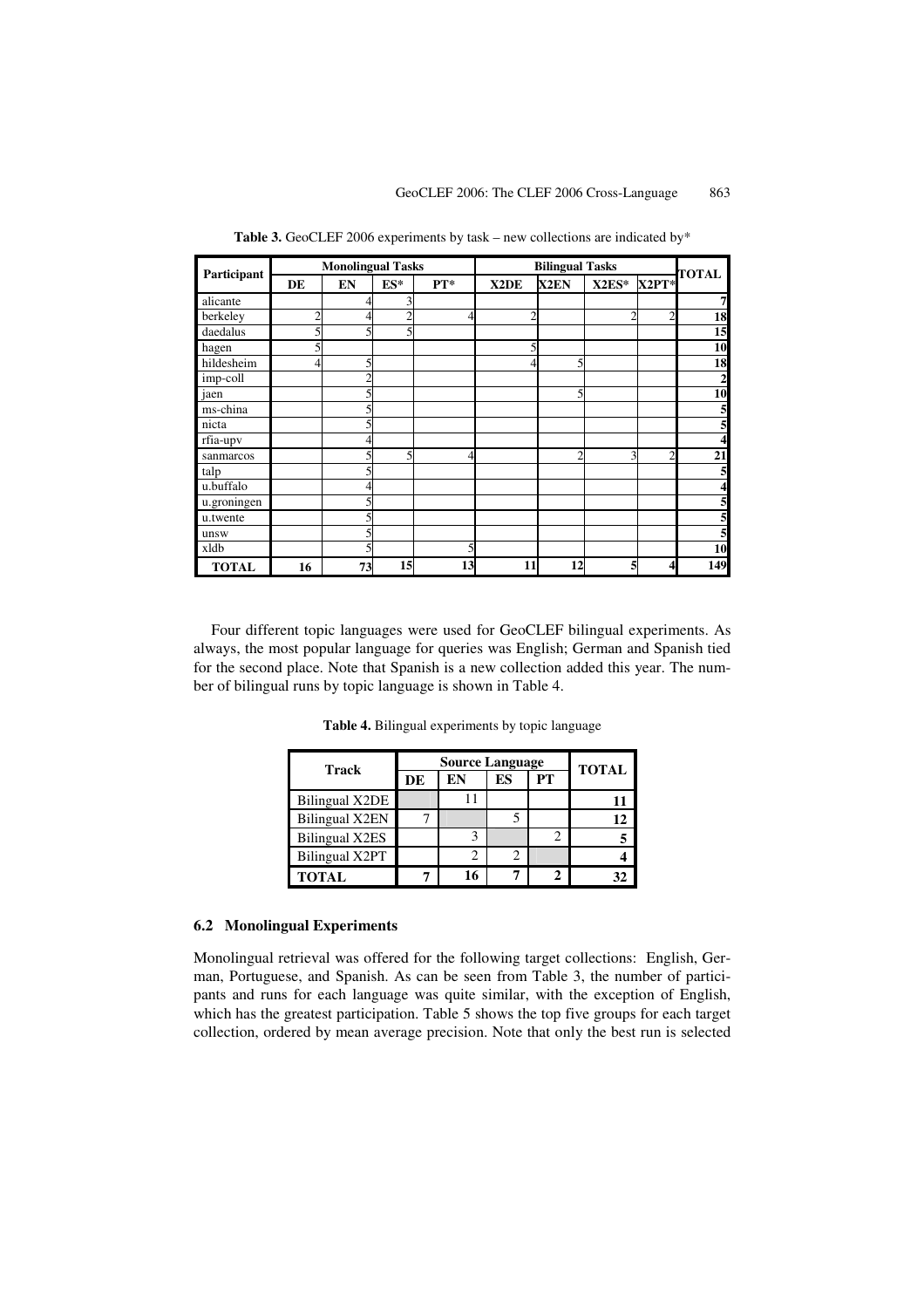**Table 3.** GeoCLEF 2006 experiments by task – new collections are indicated by*

| Participant | Monolingual Tasks | | | | Bilingual Tasks | | | | TOTAL |
|---|---|---|---|---|---|---|---|---|---|
| | DE | EN | ES* | PT* | X2DE | X2EN | X2ES* | X2PT* | |
| alicante | | 4 | 3 | | | | | | 7 |
| berkeley | 2 | 4 | 2 | 4 | 2 | | 2 | 2 | 18 |
| daedalus | 5 | 5 | 5 | | | | | | 15 |
| hagen | 5 | | | | 5 | | | | 10 |
| hildesheim | 4 | 5 | | | 4 | 5 | | | 18 |
| imp-coll | | 2 | | | | | | | 2 |
| jaen | | 5 | | | | 5 | | | 10 |
| ms-china | | 5 | | | | | | | 5 |
| nicta | | 5 | | | | | | | 5 |
| rfia-upv | | 4 | | | | | | | 4 |
| sanmarcos | | 5 | 5 | 4 | | 2 | 3 | 2 | 21 |
| talp | | 5 | | | | | | | 5 |
| u.buffalo | | 4 | | | | | | | 4 |
| u.groningen | | 5 | | | | | | | 5 |
| u.twente | | 5 | | | | | | | 5 |
| unsw | | 5 | | | | | | | 5 |
| xldb | | 5 | | 5 | | | | | 10 |
| **TOTAL** | **16** | **73** | **15** | **13** | **11** | **12** | **5** | **4** | **149** |

Four different topic languages were used for GeoCLEF bilingual experiments. As always, the most popular language for queries was English; German and Spanish tied for the second place. Note that Spanish is a new collection added this year. The number of bilingual runs by topic language is shown in Table 4.

**Table 4.** Bilingual experiments by topic language

| Track | Source Language | | | | TOTAL |
|---|---|---|---|---|---|
| | DE | EN | ES | PT | |
| Bilingual X2DE | | 11 | | | **11** |
| Bilingual X2EN | 7 | | 5 | | **12** |
| Bilingual X2ES | | 3 | | 2 | **5** |
| Bilingual X2PT | | 2 | 2 | | **4** |
| **TOTAL** | **7** | **16** | **7** | **2** | **32** |

### 6.2 Monolingual Experiments

Monolingual retrieval was offered for the following target collections: English, German, Portuguese, and Spanish. As can be seen from Table 3, the number of participants and runs for each language was quite similar, with the exception of English, which has the greatest participation. Table 5 shows the top five groups for each target collection, ordered by mean average precision. Note that only the best run is selected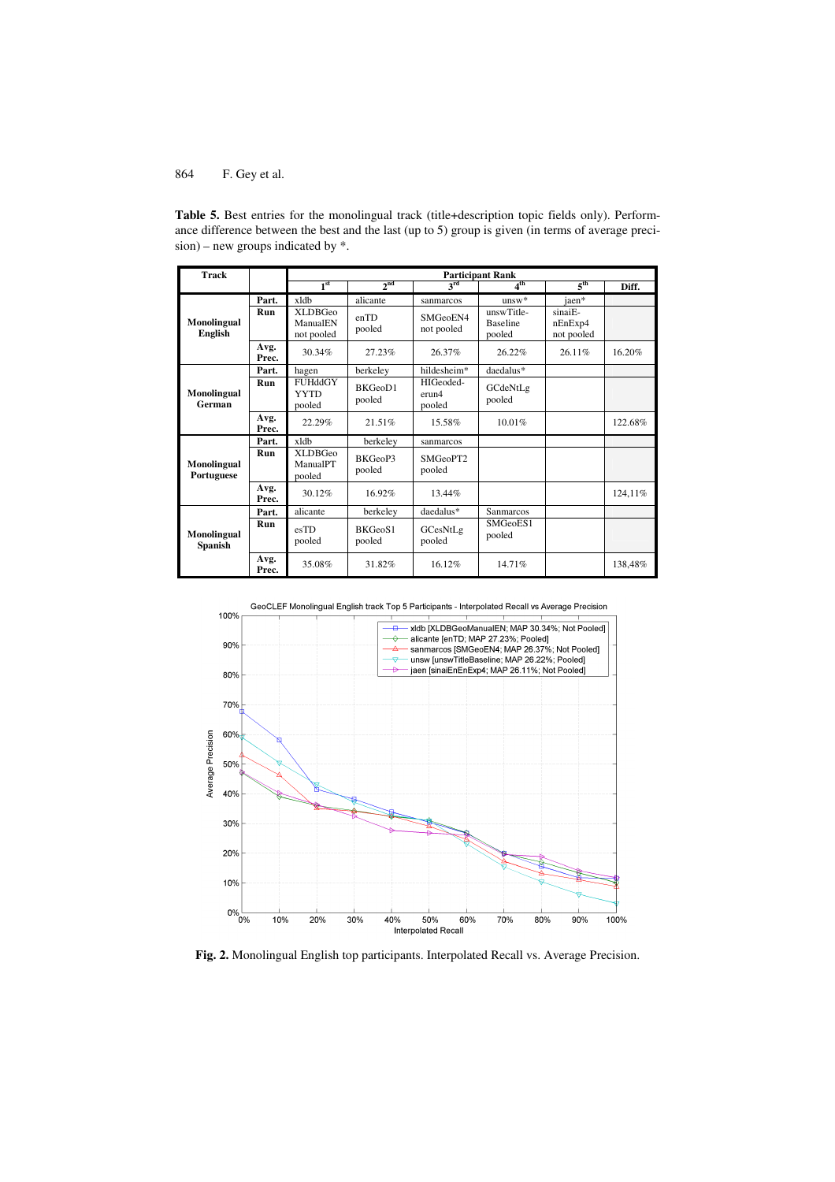**Table 5.** Best entries for the monolingual track (title+description topic fields only). Performance difference between the best and the last (up to 5) group is given (in terms of average precision) – new groups indicated by *.

| Track | | Participant Rank | | | | | |
|---|---|---|---|---|---|---|---|
| | | 1st | 2nd | 3rd | 4th | 5th | Diff. |
| Monolingual English | Part. | xldb | alicante | sanmarcos | unsw* | jaen* | |
| | Run | XLDBGeo ManualEN not pooled | enTD pooled | SMGeoEN4 not pooled | unswTitle-Baseline pooled | sinaiE-nEnExp4 not pooled | |
| | Avg. Prec. | 30.34% | 27.23% | 26.37% | 26.22% | 26.11% | 16.20% |
| Monolingual German | Part. | hagen | berkeley | hildesheim* | daedalus* | | |
| | Run | FUHddGY YYTD pooled | BKGeoD1 pooled | HIGeoded-erun4 pooled | GCdeNtLg pooled | | |
| | Avg. Prec. | 22.29% | 21.51% | 15.58% | 10.01% | | 122.68% |
| Monolingual Portuguese | Part. | xldb | berkeley | sanmarcos | | | |
| | Run | XLDBGeo ManualPT pooled | BKGeoP3 pooled | SMGeoPT2 pooled | | | |
| | Avg. Prec. | 30.12% | 16.92% | 13.44% | | | 124,11% |
| Monolingual Spanish | Part. | alicante | berkeley | daedalus* | Sanmarcos | | |
| | Run | esTD pooled | BKGeoS1 pooled | GCesNtLg pooled | SMGeoES1 pooled | | |
| | Avg. Prec. | 35.08% | 31.82% | 16.12% | 14.71% | | 138,48% |

**Fig. 2.** Monolingual English top participants. Interpolated Recall vs. Average Precision.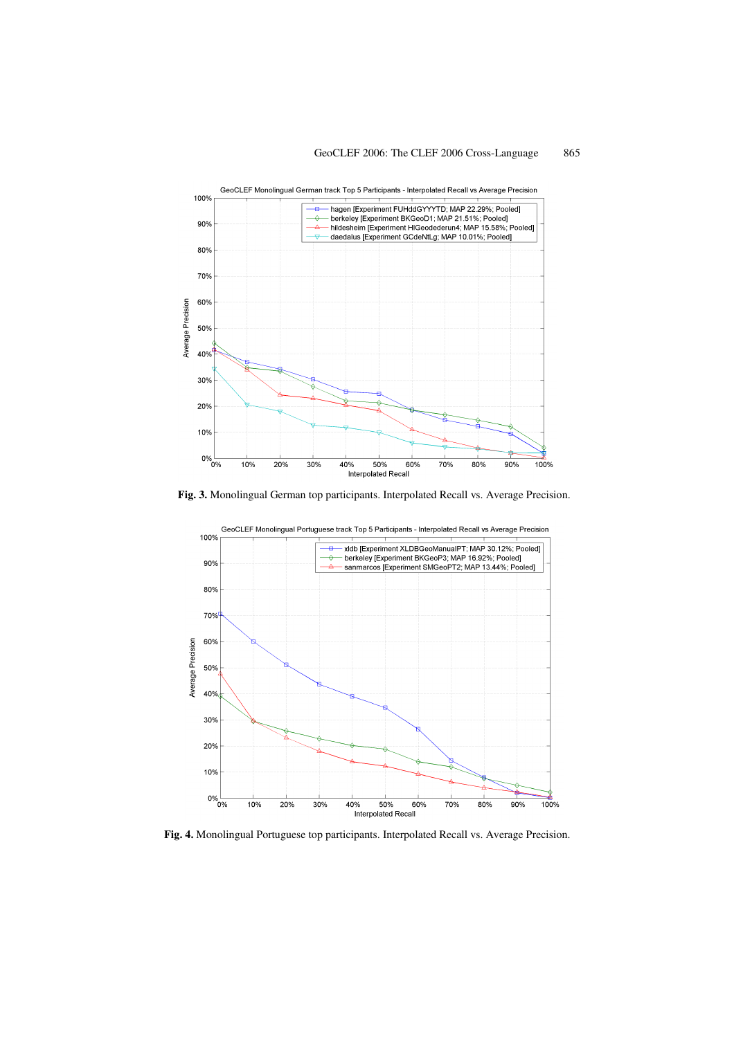GeoCLEF Monolingual German track Top 5 Participants - Interpolated Recall vs Average Precision

- hagen [Experiment FUHddGYYYTD; MAP 22.29%; Pooled]
- berkeley [Experiment BKGeoD1; MAP 21.51%; Pooled]
- hildesheim [Experiment HIGeodederun4; MAP 15.58%; Pooled]
- daedalus [Experiment GCdeNtLg; MAP 10.01%; Pooled]

**Fig. 3.** Monolingual German top participants. Interpolated Recall vs. Average Precision.

GeoCLEF Monolingual Portuguese track Top 5 Participants - Interpolated Recall vs Average Precision

- xldb [Experiment XLDBGeoManualPT; MAP 30.12%; Pooled]
- berkeley [Experiment BKGeoP3; MAP 16.92%; Pooled]
- sanmarcos [Experiment SMGeoPT2; MAP 13.44%; Pooled]

**Fig. 4.** Monolingual Portuguese top participants. Interpolated Recall vs. Average Precision.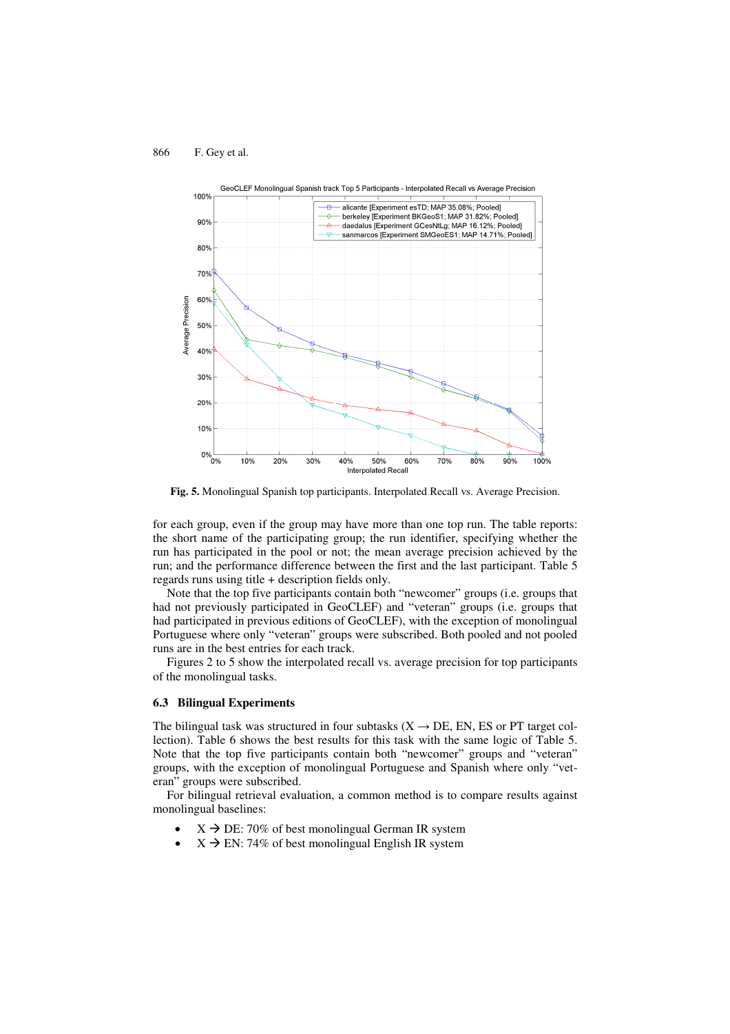Fig. 5. Monolingual Spanish top participants. Interpolated Recall vs. Average Precision.

for each group, even if the group may have more than one top run. The table reports: the short name of the participating group; the run identifier, specifying whether the run has participated in the pool or not; the mean average precision achieved by the run; and the performance difference between the first and the last participant. Table 5 regards runs using title + description fields only.

Note that the top five participants contain both "newcomer" groups (i.e. groups that had not previously participated in GeoCLEF) and "veteran" groups (i.e. groups that had participated in previous editions of GeoCLEF), with the exception of monolingual Portuguese where only "veteran" groups were subscribed. Both pooled and not pooled runs are in the best entries for each track.

Figures 2 to 5 show the interpolated recall vs. average precision for top participants of the monolingual tasks.

### 6.3 Bilingual Experiments

The bilingual task was structured in four subtasks (X → DE, EN, ES or PT target collection). Table 6 shows the best results for this task with the same logic of Table 5. Note that the top five participants contain both "newcomer" groups and "veteran" groups, with the exception of monolingual Portuguese and Spanish where only "veteran" groups were subscribed.

For bilingual retrieval evaluation, a common method is to compare results against monolingual baselines:

- X → DE: 70% of best monolingual German IR system
- X → EN: 74% of best monolingual English IR system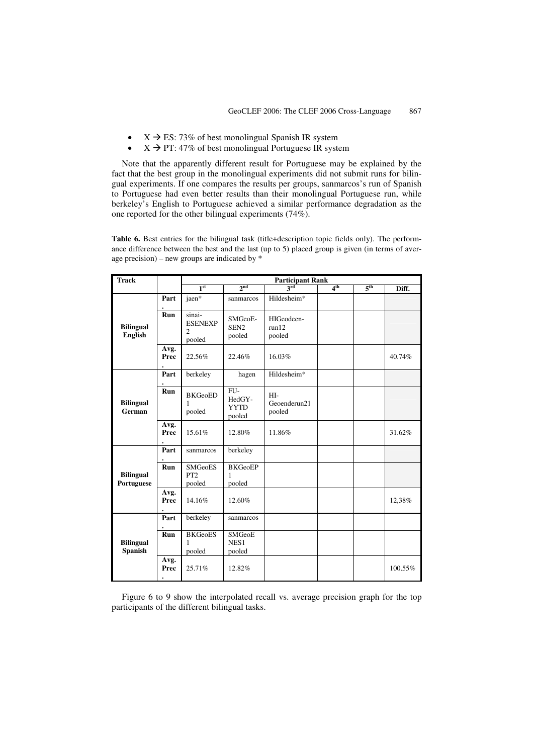- X → ES: 73% of best monolingual Spanish IR system
- X → PT: 47% of best monolingual Portuguese IR system

Note that the apparently different result for Portuguese may be explained by the fact that the best group in the monolingual experiments did not submit runs for bilingual experiments. If one compares the results per groups, sanmarcos's run of Spanish to Portuguese had even better results than their monolingual Portuguese run, while berkeley's English to Portuguese achieved a similar performance degradation as the one reported for the other bilingual experiments (74%).

**Table 6.** Best entries for the bilingual task (title+description topic fields only). The performance difference between the best and the last (up to 5) placed group is given (in terms of average precision) – new groups are indicated by *

| Track | | Participant Rank | | | | | |
|---|---|---|---|---|---|---|---|
| | | 1st | 2nd | 3rd | 4th | 5th | Diff. |
| Bilingual English | Part. | jaen* | sanmarcos | Hildesheim* | | | |
| | Run | sinai-ESENEXP2 pooled | SMGeoE-SEN2 pooled | HIGeodeen-run12 pooled | | | |
| | Avg. Prec. | 22.56% | 22.46% | 16.03% | | | 40.74% |
| Bilingual German | Part. | berkeley | hagen | Hildesheim* | | | |
| | Run | BKGeoED1 pooled | FU-HedGY-YYTD pooled | HI-Geoenderun21 pooled | | | |
| | Avg. Prec. | 15.61% | 12.80% | 11.86% | | | 31.62% |
| Bilingual Portuguese | Part. | sanmarcos | berkeley | | | | |
| | Run | SMGeoESPT2 pooled | BKGeoEP1 pooled | | | | |
| | Avg. Prec. | 14.16% | 12.60% | | | | 12,38% |
| Bilingual Spanish | Part. | berkeley | sanmarcos | | | | |
| | Run | BKGeoES1 pooled | SMGeoENES1 pooled | | | | |
| | Avg. Prec. | 25.71% | 12.82% | | | | 100.55% |

Figure 6 to 9 show the interpolated recall vs. average precision graph for the top participants of the different bilingual tasks.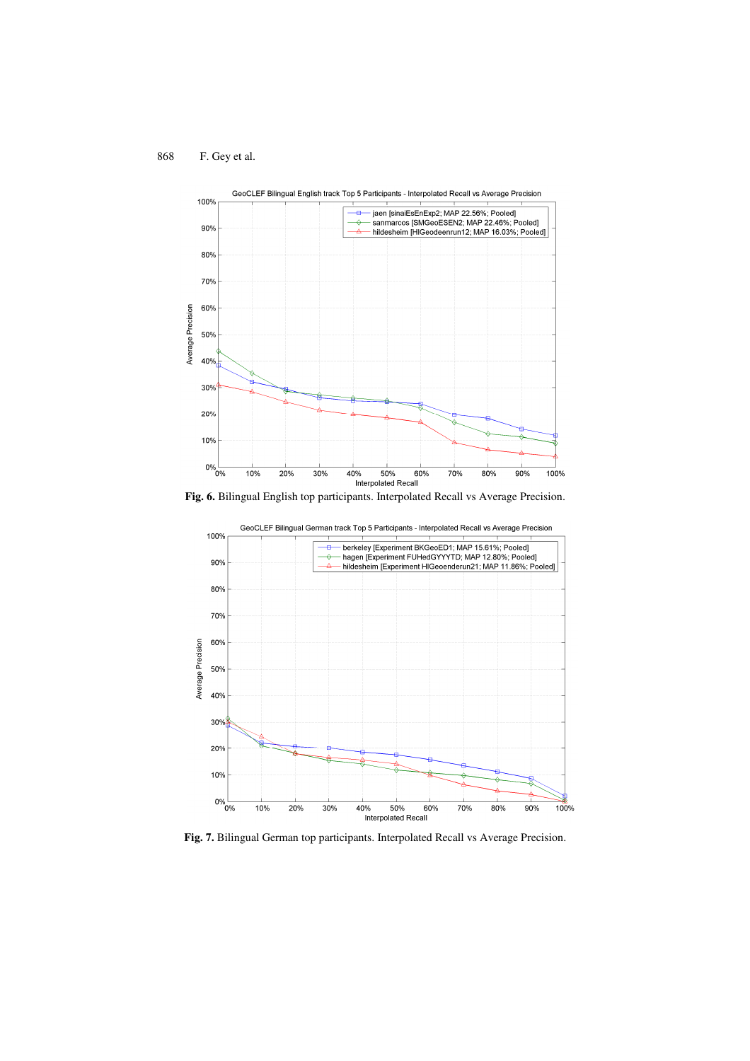**Fig. 6.** Bilingual English top participants. Interpolated Recall vs Average Precision.

**Fig. 7.** Bilingual German top participants. Interpolated Recall vs Average Precision.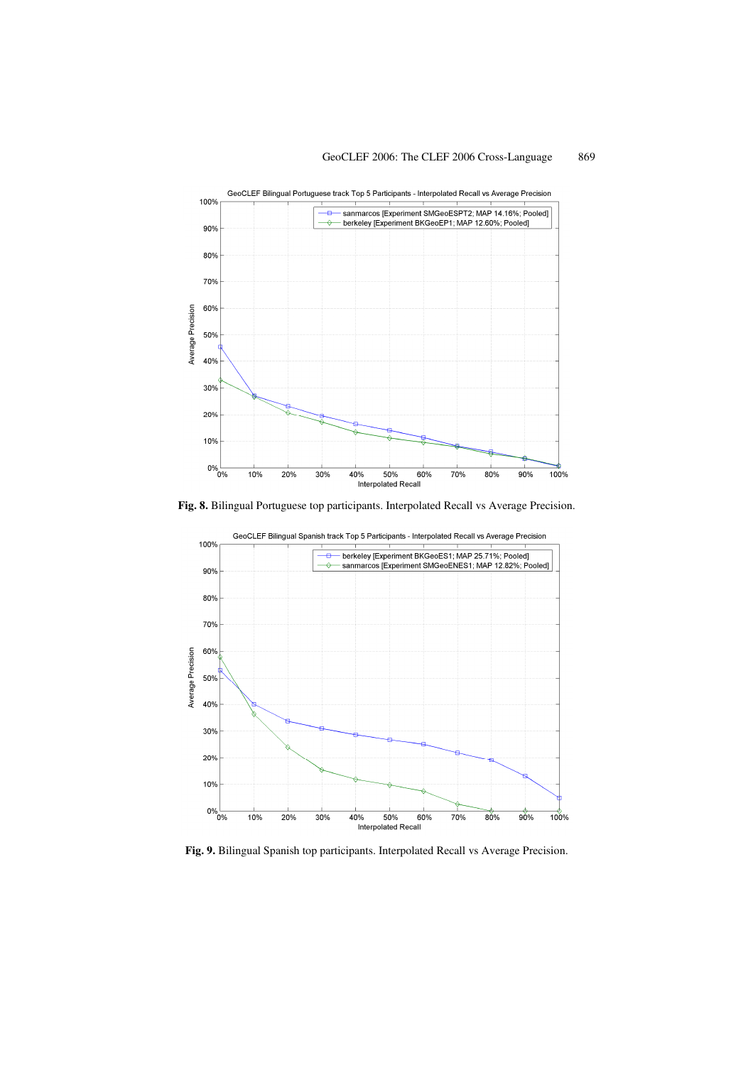**Fig. 8.** Bilingual Portuguese top participants. Interpolated Recall vs Average Precision.

**Fig. 9.** Bilingual Spanish top participants. Interpolated Recall vs Average Precision.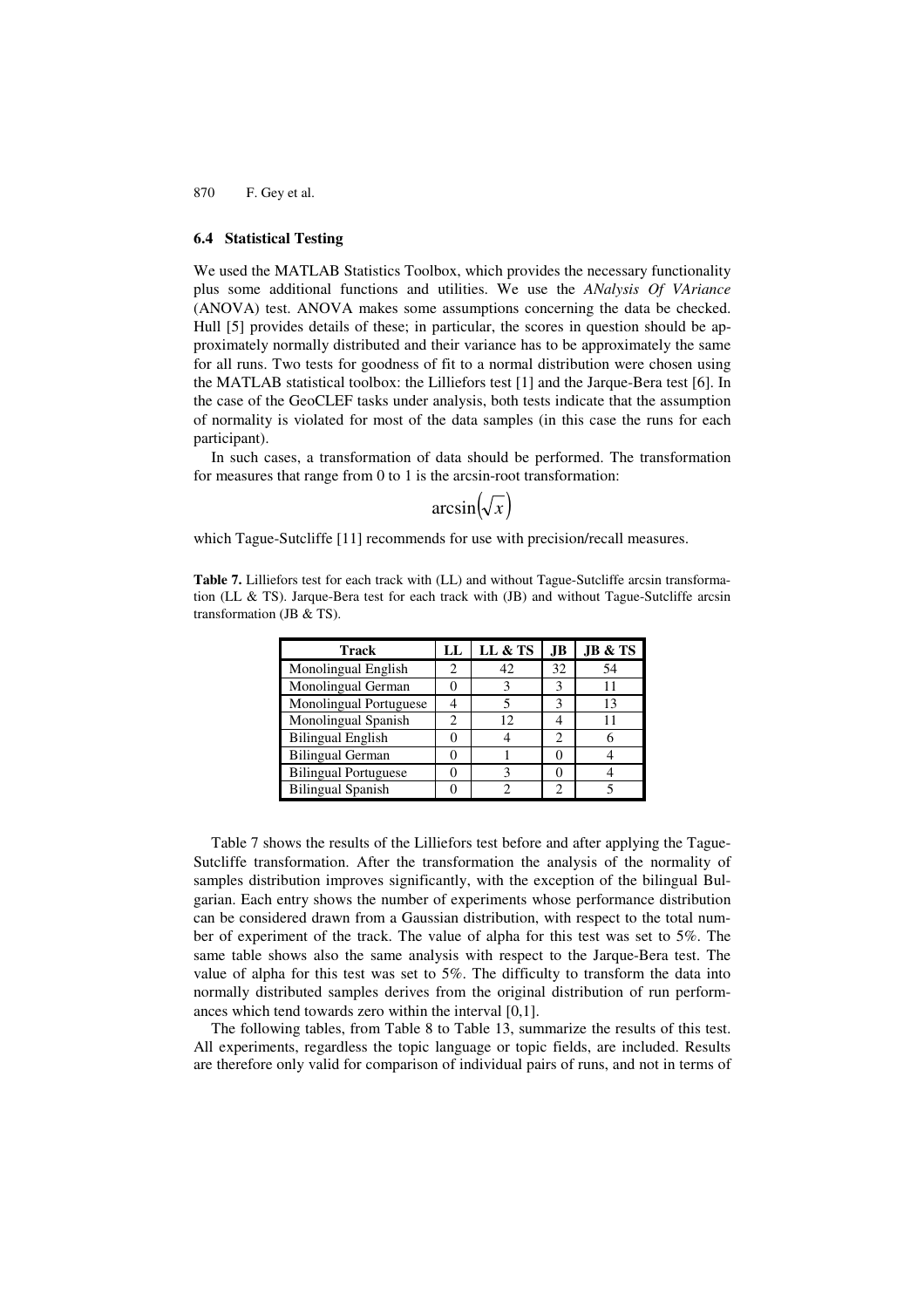### 6.4 Statistical Testing

We used the MATLAB Statistics Toolbox, which provides the necessary functionality plus some additional functions and utilities. We use the *ANalysis Of VAriance* (ANOVA) test. ANOVA makes some assumptions concerning the data be checked. Hull [5] provides details of these; in particular, the scores in question should be approximately normally distributed and their variance has to be approximately the same for all runs. Two tests for goodness of fit to a normal distribution were chosen using the MATLAB statistical toolbox: the Lilliefors test [1] and the Jarque-Bera test [6]. In the case of the GeoCLEF tasks under analysis, both tests indicate that the assumption of normality is violated for most of the data samples (in this case the runs for each participant).

In such cases, a transformation of data should be performed. The transformation for measures that range from 0 to 1 is the arcsin-root transformation:

$$\arcsin\left(\sqrt{x}\right)$$

which Tague-Sutcliffe [11] recommends for use with precision/recall measures.

**Table 7.** Lilliefors test for each track with (LL) and without Tague-Sutcliffe arcsin transformation (LL & TS). Jarque-Bera test for each track with (JB) and without Tague-Sutcliffe arcsin transformation (JB & TS).

| Track | LL | LL & TS | JB | JB & TS |
|---|---|---|---|---|
| Monolingual English | 2 | 42 | 32 | 54 |
| Monolingual German | 0 | 3 | 3 | 11 |
| Monolingual Portuguese | 4 | 5 | 3 | 13 |
| Monolingual Spanish | 2 | 12 | 4 | 11 |
| Bilingual English | 0 | 4 | 2 | 6 |
| Bilingual German | 0 | 1 | 0 | 4 |
| Bilingual Portuguese | 0 | 3 | 0 | 4 |
| Bilingual Spanish | 0 | 2 | 2 | 5 |

Table 7 shows the results of the Lilliefors test before and after applying the Tague-Sutcliffe transformation. After the transformation the analysis of the normality of samples distribution improves significantly, with the exception of the bilingual Bulgarian. Each entry shows the number of experiments whose performance distribution can be considered drawn from a Gaussian distribution, with respect to the total number of experiment of the track. The value of alpha for this test was set to 5%. The same table shows also the same analysis with respect to the Jarque-Bera test. The value of alpha for this test was set to 5%. The difficulty to transform the data into normally distributed samples derives from the original distribution of run performances which tend towards zero within the interval [0,1].

The following tables, from Table 8 to Table 13, summarize the results of this test. All experiments, regardless the topic language or topic fields, are included. Results are therefore only valid for comparison of individual pairs of runs, and not in terms of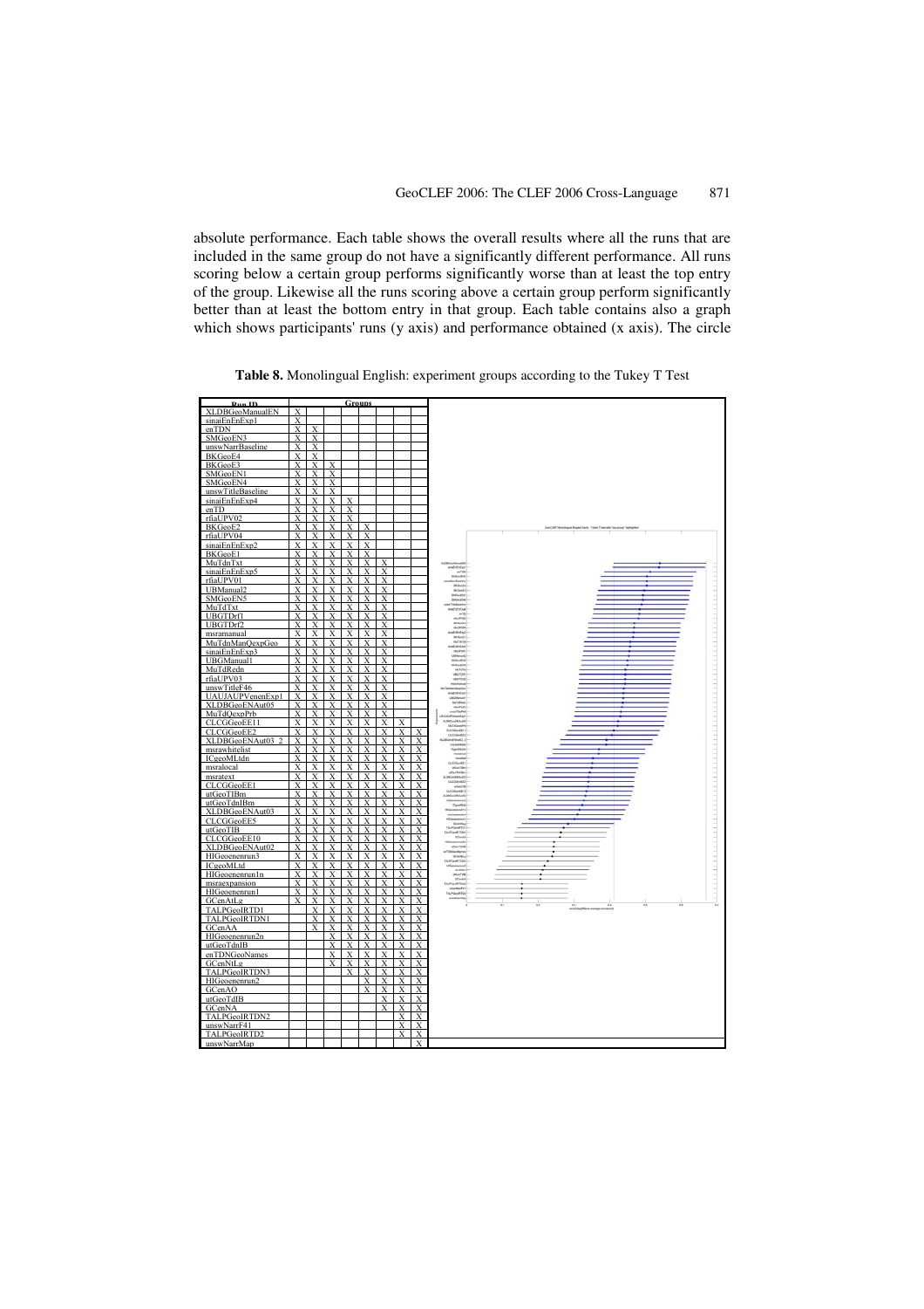absolute performance. Each table shows the overall results where all the runs that are included in the same group do not have a significantly different performance. All runs scoring below a certain group performs significantly worse than at least the top entry of the group. Likewise all the runs scoring above a certain group perform significantly better than at least the bottom entry in that group. Each table contains also a graph which shows participants' runs (y axis) and performance obtained (x axis). The circle

**Table 8.** Monolingual English: experiment groups according to the Tukey T Test

| Run ID | Groups | | | | | | | |
|---|---|---|---|---|---|---|---|---|
| XLDBGeoManualEN | X | | | | | | | |
| sinaiEnEnExp1 | X | | | | | | | |
| enTDN | X | X | | | | | | |
| SMGeoEN3 | X | X | | | | | | |
| unswNarrBaseline | X | X | | | | | | |
| BKGeoE4 | X | X | | | | | | |
| BKGeoE3 | X | X | X | | | | | |
| SMGeoEN1 | X | X | X | | | | | |
| SMGeoEN4 | X | X | X | | | | | |
| unswTitleBaseline | X | X | X | | | | | |
| sinaiEnEnExp4 | X | X | X | X | | | | |
| enTD | X | X | X | X | | | | |
| rfiaUPV02 | X | X | X | X | | | | |
| BKGeoE2 | X | X | X | X | X | | | |
| rfiaUPV04 | X | X | X | X | X | | | |
| sinaiEnEnExp2 | X | X | X | X | X | | | |
| BKGeoE1 | X | X | X | X | X | | | |
| MuTdnTxt | X | X | X | X | X | X | | |
| sinaiEnEnExp5 | X | X | X | X | X | X | | |
| rfiaUPV01 | X | X | X | X | X | X | | |
| UBManual2 | X | X | X | X | X | X | | |
| SMGeoEN5 | X | X | X | X | X | X | | |
| MuTdTxt | X | X | X | X | X | X | | |
| UBGTDrf1 | X | X | X | X | X | X | | |
| UBGTDrf2 | X | X | X | X | X | X | | |
| msramanual | X | X | X | X | X | X | | |
| MuTdnManQexpGeo | X | X | X | X | X | X | | |
| sinaiEnEnExp3 | X | X | X | X | X | X | | |
| UBGManual1 | X | X | X | X | X | X | | |
| MuTdRedn | X | X | X | X | X | X | | |
| rfiaUPV03 | X | X | X | X | X | X | | |
| unswTitleF46 | X | X | X | X | X | X | | |
| UAUJAUPVenenExp1 | X | X | X | X | X | X | | |
| XLDBGeoENAut05 | X | X | X | X | X | X | | |
| MuTdQexpPrb | X | X | X | X | X | X | | |
| CLCGGeoEE11 | X | X | X | X | X | X | X | |
| CLCGGeoEE2 | X | X | X | X | X | X | X | X |
| XLDBGeoENAut03_2 | X | X | X | X | X | X | X | X |
| msrawhitelist | X | X | X | X | X | X | X | X |
| ICgeoMLtdn | X | X | X | X | X | X | X | X |
| msralocal | X | X | X | X | X | X | X | X |
| msratext | X | X | X | X | X | X | X | X |
| CLCGGeoEE1 | X | X | X | X | X | X | X | X |
| utGeoTIBm | X | X | X | X | X | X | X | X |
| utGeoTdnIBm | X | X | X | X | X | X | X | X |
| XLDBGeoENAut03 | X | X | X | X | X | X | X | X |
| CLCGGeoEE5 | X | X | X | X | X | X | X | X |
| utGeoTIB | X | X | X | X | X | X | X | X |
| CLCGGeoEE10 | X | X | X | X | X | X | X | X |
| XLDBGeoENAut02 | X | X | X | X | X | X | X | X |
| HIGeoenenrun3 | X | X | X | X | X | X | X | X |
| ICgeoMLtd | X | X | X | X | X | X | X | X |
| HIGeoenenrun1n | X | X | X | X | X | X | X | X |
| msraexpansion | X | X | X | X | X | X | X | X |
| HIGeoenenrun1 | X | X | X | X | X | X | X | X |
| GCenAtLg | X | X | X | X | X | X | X | X |
| TALPGeoIRTD1 | | X | X | X | X | X | X | X |
| TALPGeoIRTDN1 | | X | X | X | X | X | X | X |
| GCenAA | | X | X | X | X | X | X | X |
| HIGeoenenrun2n | | | X | X | X | X | X | X |
| utGeoTdnIB | | | X | X | X | X | X | X |
| enTDNGeoNames | | | X | X | X | X | X | X |
| GCenNtLg | | | X | X | X | X | X | X |
| TALPGeoIRTDN3 | | | | X | X | X | X | X |
| HIGeoenenrun2 | | | | | X | X | X | X |
| GCenAO | | | | | X | X | X | X |
| utGeoTdIB | | | | | | X | X | X |
| GCenNA | | | | | | X | X | X |
| TALPGeoIRTDN2 | | | | | | | X | X |
| unswNarrF41 | | | | | | | X | X |
| TALPGeoIRTD2 | | | | | | | X | X |
| unswNarrMap | | | | | | | | X |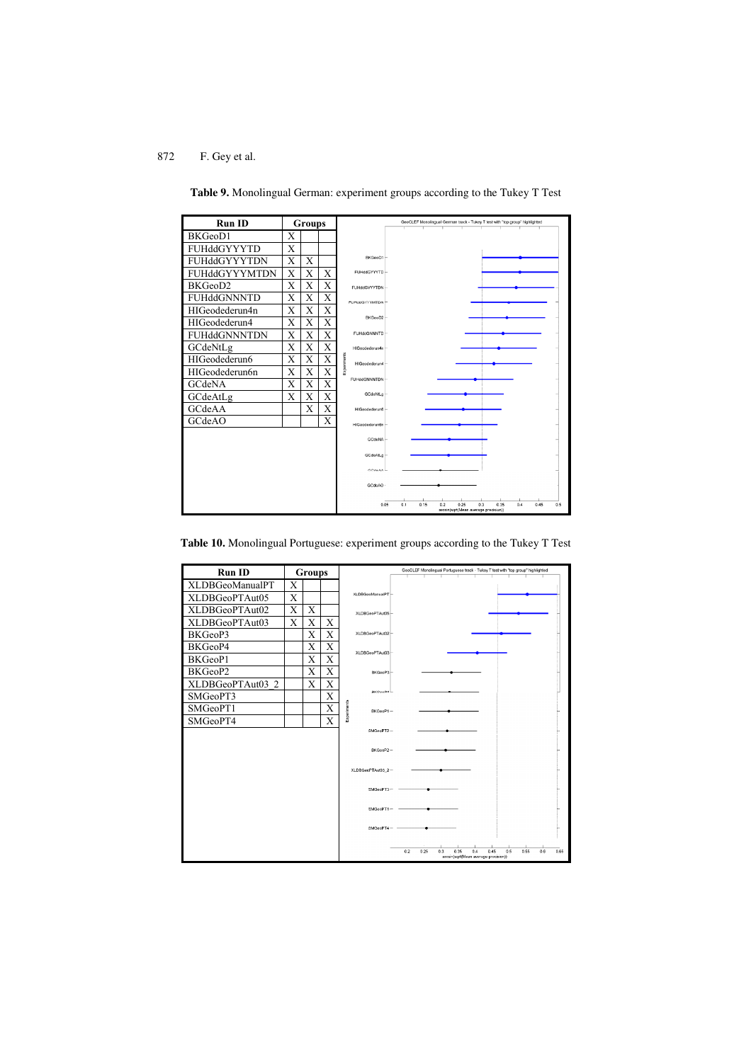**Table 9.** Monolingual German: experiment groups according to the Tukey T Test

| Run ID | Groups | | |
|---|---|---|---|
| BKGeoD1 | X | | |
| FUHddGYYYTD | X | | |
| FUHddGYYYTDN | X | X | |
| FUHddGYYYMTDN | X | X | X |
| BKGeoD2 | X | X | X |
| FUHddGNNNTD | X | X | X |
| HIGeodederun4n | X | X | X |
| HIGeodederun4 | X | X | X |
| FUHddGNNNTDN | X | X | X |
| GCdeNtLg | X | X | X |
| HIGeodederun6 | X | X | X |
| HIGeodederun6n | X | X | X |
| GCdeNA | X | X | X |
| GCdeAtLg | X | X | X |
| GCdeAA | | X | X |
| GCdeAO | | | X |

**Table 10.** Monolingual Portuguese: experiment groups according to the Tukey T Test

| Run ID | Groups | | |
|---|---|---|---|
| XLDBGeoManualPT | X | | |
| XLDBGeoPTAut05 | X | | |
| XLDBGeoPTAut02 | X | X | |
| XLDBGeoPTAut03 | X | X | X |
| BKGeoP3 | | X | X |
| BKGeoP4 | | X | X |
| BKGeoP1 | | X | X |
| BKGeoP2 | | X | X |
| XLDBGeoPTAut03_2 | | X | X |
| SMGeoPT3 | | | X |
| SMGeoPT1 | | | X |
| SMGeoPT4 | | | X |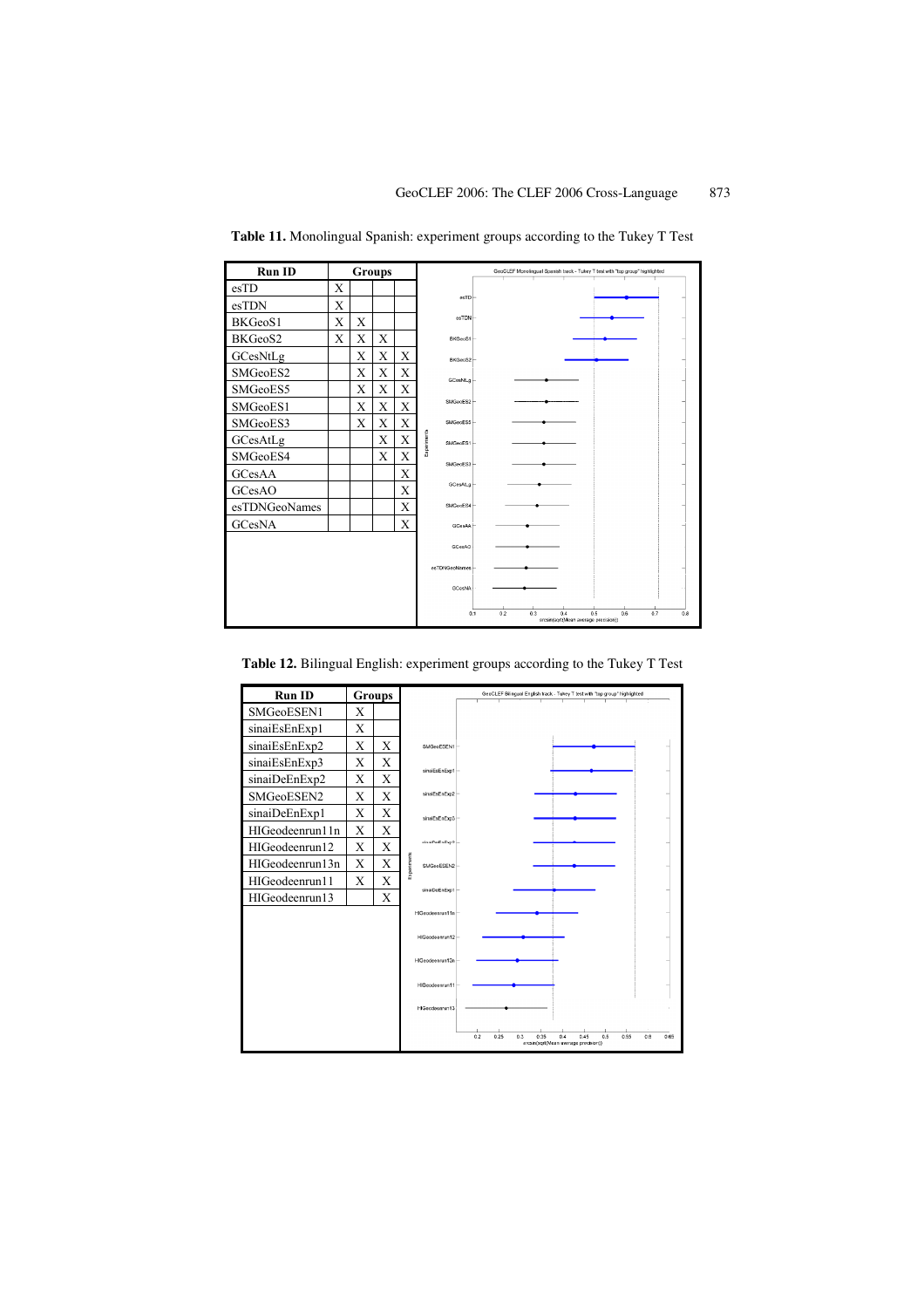**Table 11.** Monolingual Spanish: experiment groups according to the Tukey T Test

| Run ID | Groups | | | |
|---|---|---|---|---|
| esTD | X | | | |
| esTDN | X | | | |
| BKGeoS1 | X | X | | |
| BKGeoS2 | X | X | X | |
| GCesNtLg | | X | X | X |
| SMGeoES2 | | X | X | X |
| SMGeoES5 | | X | X | X |
| SMGeoES1 | | X | X | X |
| SMGeoES3 | | X | X | X |
| GCesAtLg | | | X | X |
| SMGeoES4 | | | X | X |
| GCesAA | | | | X |
| GCesAO | | | | X |
| esTDNGeoNames | | | | X |
| GCesNA | | | | X |

**Table 12.** Bilingual English: experiment groups according to the Tukey T Test

| Run ID | Groups | |
|---|---|---|
| SMGeoESEN1 | X | |
| sinaiEsEnExp1 | X | |
| sinaiEsEnExp2 | X | X |
| sinaiEsEnExp3 | X | X |
| sinaiDeEnExp2 | X | X |
| SMGeoESEN2 | X | X |
| sinaiDeEnExp1 | X | X |
| HIGeodeenrun11n | X | X |
| HIGeodeenrun12 | X | X |
| HIGeodeenrun13n | X | X |
| HIGeodeenrun11 | X | X |
| HIGeodeenrun13 | | X |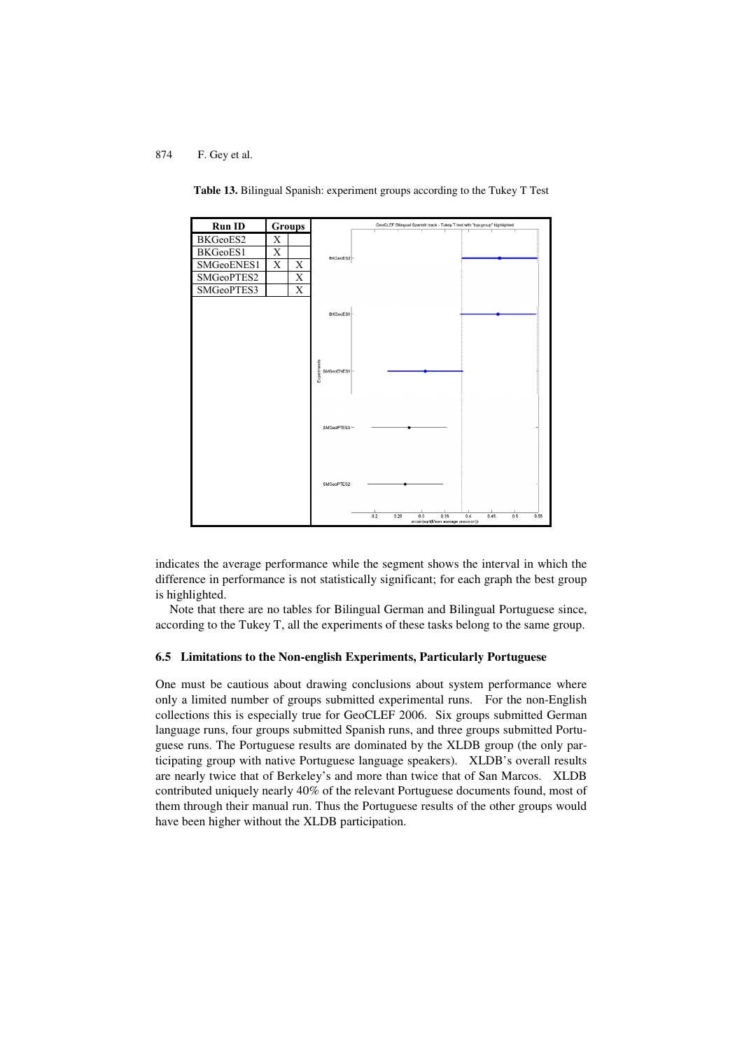**Table 13.** Bilingual Spanish: experiment groups according to the Tukey T Test

| Run ID | Groups | |
|---|---|---|
| BKGeoES2 | X | |
| BKGeoES1 | X | |
| SMGeoENES1 | X | X |
| SMGeoPTES2 | | X |
| SMGeoPTES3 | | X |

indicates the average performance while the segment shows the interval in which the difference in performance is not statistically significant; for each graph the best group is highlighted.

Note that there are no tables for Bilingual German and Bilingual Portuguese since, according to the Tukey T, all the experiments of these tasks belong to the same group.

### 6.5 Limitations to the Non-english Experiments, Particularly Portuguese

One must be cautious about drawing conclusions about system performance where only a limited number of groups submitted experimental runs. For the non-English collections this is especially true for GeoCLEF 2006. Six groups submitted German language runs, four groups submitted Spanish runs, and three groups submitted Portuguese runs. The Portuguese results are dominated by the XLDB group (the only participating group with native Portuguese language speakers). XLDB's overall results are nearly twice that of Berkeley's and more than twice that of San Marcos. XLDB contributed uniquely nearly 40% of the relevant Portuguese documents found, most of them through their manual run. Thus the Portuguese results of the other groups would have been higher without the XLDB participation.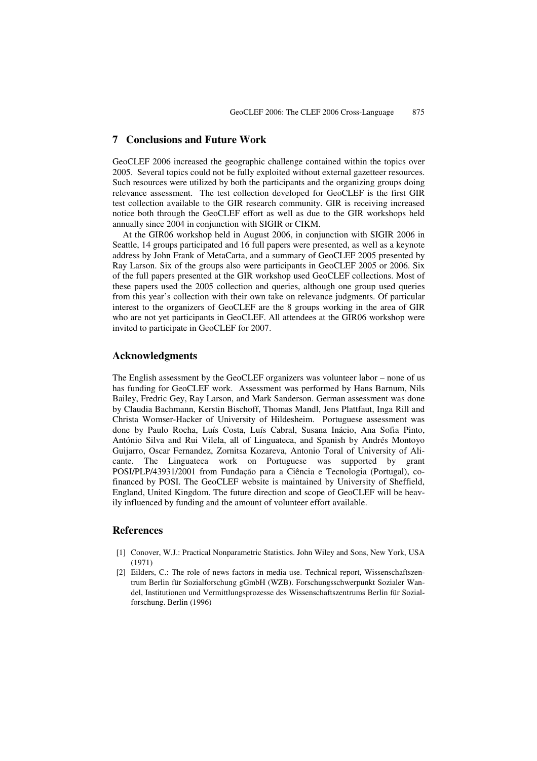## 7 Conclusions and Future Work

GeoCLEF 2006 increased the geographic challenge contained within the topics over 2005. Several topics could not be fully exploited without external gazetteer resources. Such resources were utilized by both the participants and the organizing groups doing relevance assessment. The test collection developed for GeoCLEF is the first GIR test collection available to the GIR research community. GIR is receiving increased notice both through the GeoCLEF effort as well as due to the GIR workshops held annually since 2004 in conjunction with SIGIR or CIKM.

At the GIR06 workshop held in August 2006, in conjunction with SIGIR 2006 in Seattle, 14 groups participated and 16 full papers were presented, as well as a keynote address by John Frank of MetaCarta, and a summary of GeoCLEF 2005 presented by Ray Larson. Six of the groups also were participants in GeoCLEF 2005 or 2006. Six of the full papers presented at the GIR workshop used GeoCLEF collections. Most of these papers used the 2005 collection and queries, although one group used queries from this year's collection with their own take on relevance judgments. Of particular interest to the organizers of GeoCLEF are the 8 groups working in the area of GIR who are not yet participants in GeoCLEF. All attendees at the GIR06 workshop were invited to participate in GeoCLEF for 2007.

## Acknowledgments

The English assessment by the GeoCLEF organizers was volunteer labor – none of us has funding for GeoCLEF work. Assessment was performed by Hans Barnum, Nils Bailey, Fredric Gey, Ray Larson, and Mark Sanderson. German assessment was done by Claudia Bachmann, Kerstin Bischoff, Thomas Mandl, Jens Plattfaut, Inga Rill and Christa Womser-Hacker of University of Hildesheim. Portuguese assessment was done by Paulo Rocha, Luís Costa, Luís Cabral, Susana Inácio, Ana Sofia Pinto, António Silva and Rui Vilela, all of Linguateca, and Spanish by Andrés Montoyo Guijarro, Oscar Fernandez, Zornitsa Kozareva, Antonio Toral of University of Alicante. The Linguateca work on Portuguese was supported by grant POSI/PLP/43931/2001 from Fundação para a Ciência e Tecnologia (Portugal), co-financed by POSI. The GeoCLEF website is maintained by University of Sheffield, England, United Kingdom. The future direction and scope of GeoCLEF will be heavily influenced by funding and the amount of volunteer effort available.

## References

[1] Conover, W.J.: Practical Nonparametric Statistics. John Wiley and Sons, New York, USA (1971)

[2] Eilders, C.: The role of news factors in media use. Technical report, Wissenschaftszentrum Berlin für Sozialforschung gGmbH (WZB). Forschungsschwerpunkt Sozialer Wandel, Institutionen und Vermittlungsprozesse des Wissenschaftszentrums Berlin für Sozialforschung. Berlin (1996)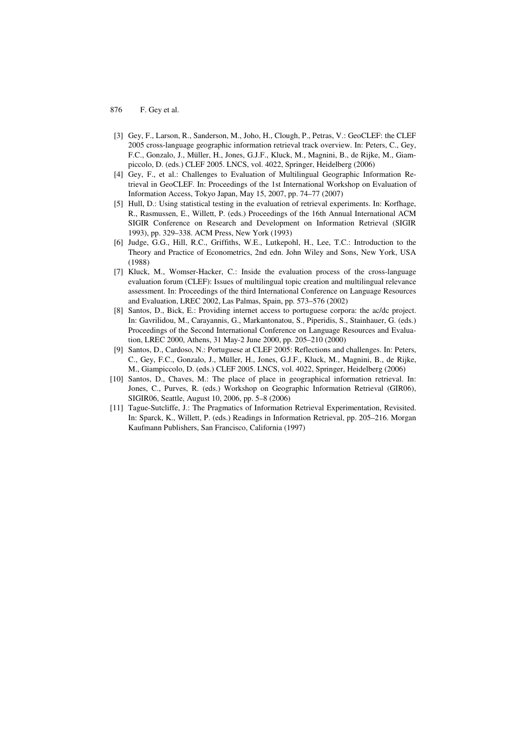- [3] Gey, F., Larson, R., Sanderson, M., Joho, H., Clough, P., Petras, V.: GeoCLEF: the CLEF 2005 cross-language geographic information retrieval track overview. In: Peters, C., Gey, F.C., Gonzalo, J., Müller, H., Jones, G.J.F., Kluck, M., Magnini, B., de Rijke, M., Giampiccolo, D. (eds.) CLEF 2005. LNCS, vol. 4022, Springer, Heidelberg (2006)
- [4] Gey, F., et al.: Challenges to Evaluation of Multilingual Geographic Information Retrieval in GeoCLEF. In: Proceedings of the 1st International Workshop on Evaluation of Information Access, Tokyo Japan, May 15, 2007, pp. 74–77 (2007)
- [5] Hull, D.: Using statistical testing in the evaluation of retrieval experiments. In: Korfhage, R., Rasmussen, E., Willett, P. (eds.) Proceedings of the 16th Annual International ACM SIGIR Conference on Research and Development on Information Retrieval (SIGIR 1993), pp. 329–338. ACM Press, New York (1993)
- [6] Judge, G.G., Hill, R.C., Griffiths, W.E., Lutkepohl, H., Lee, T.C.: Introduction to the Theory and Practice of Econometrics, 2nd edn. John Wiley and Sons, New York, USA (1988)
- [7] Kluck, M., Womser-Hacker, C.: Inside the evaluation process of the cross-language evaluation forum (CLEF): Issues of multilingual topic creation and multilingual relevance assessment. In: Proceedings of the third International Conference on Language Resources and Evaluation, LREC 2002, Las Palmas, Spain, pp. 573–576 (2002)
- [8] Santos, D., Bick, E.: Providing internet access to portuguese corpora: the ac/dc project. In: Gavrilidou, M., Carayannis, G., Markantonatou, S., Piperidis, S., Stainhauer, G. (eds.) Proceedings of the Second International Conference on Language Resources and Evaluation, LREC 2000, Athens, 31 May-2 June 2000, pp. 205–210 (2000)
- [9] Santos, D., Cardoso, N.: Portuguese at CLEF 2005: Reflections and challenges. In: Peters, C., Gey, F.C., Gonzalo, J., Müller, H., Jones, G.J.F., Kluck, M., Magnini, B., de Rijke, M., Giampiccolo, D. (eds.) CLEF 2005. LNCS, vol. 4022, Springer, Heidelberg (2006)
- [10] Santos, D., Chaves, M.: The place of place in geographical information retrieval. In: Jones, C., Purves, R. (eds.) Workshop on Geographic Information Retrieval (GIR06), SIGIR06, Seattle, August 10, 2006, pp. 5–8 (2006)
- [11] Tague-Sutcliffe, J.: The Pragmatics of Information Retrieval Experimentation, Revisited. In: Sparck, K., Willett, P. (eds.) Readings in Information Retrieval, pp. 205–216. Morgan Kaufmann Publishers, San Francisco, California (1997)